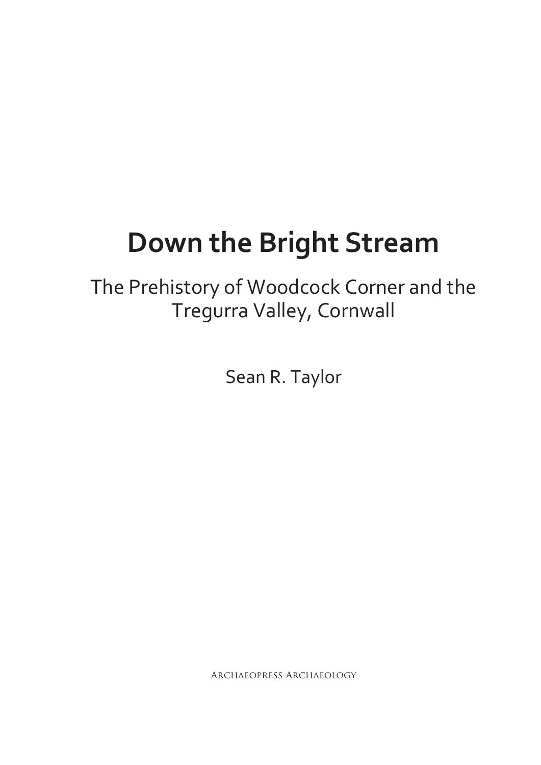# Down the Bright Stream

## The Prehistory of Woodcock Corner and the Tregurra Valley, Cornwall

Sean R. Taylor

Archaeopress Archaeology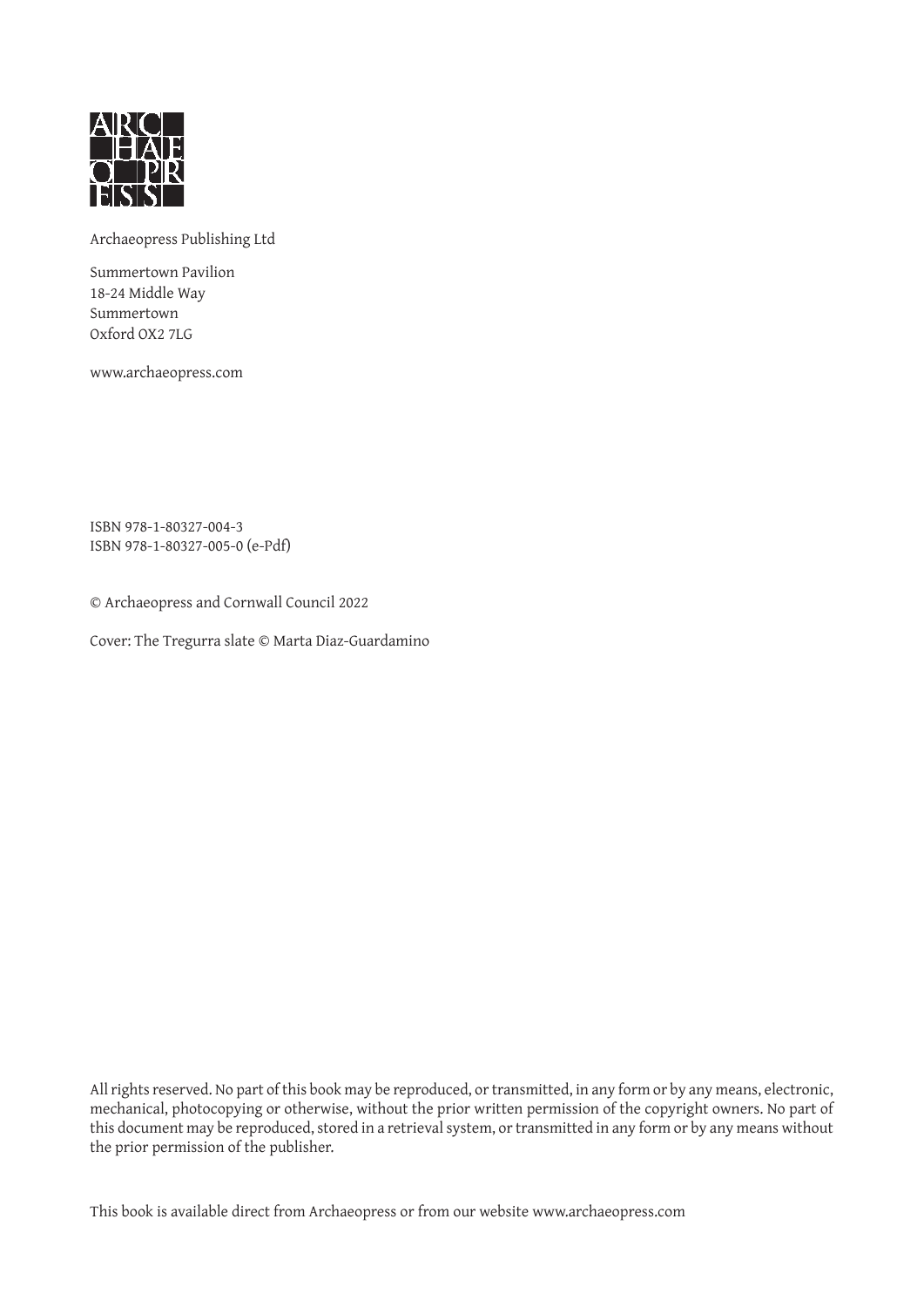ARC
HAE
O PR
ESS

Archaeopress Publishing Ltd

Summertown Pavilion
18-24 Middle Way
Summertown
Oxford OX2 7LG

www.archaeopress.com

ISBN 978-1-80327-004-3
ISBN 978-1-80327-005-0 (e-Pdf)

© Archaeopress and Cornwall Council 2022

Cover: The Tregurra slate © Marta Diaz-Guardamino

All rights reserved. No part of this book may be reproduced, or transmitted, in any form or by any means, electronic, mechanical, photocopying or otherwise, without the prior written permission of the copyright owners. No part of this document may be reproduced, stored in a retrieval system, or transmitted in any form or by any means without the prior permission of the publisher.

This book is available direct from Archaeopress or from our website www.archaeopress.com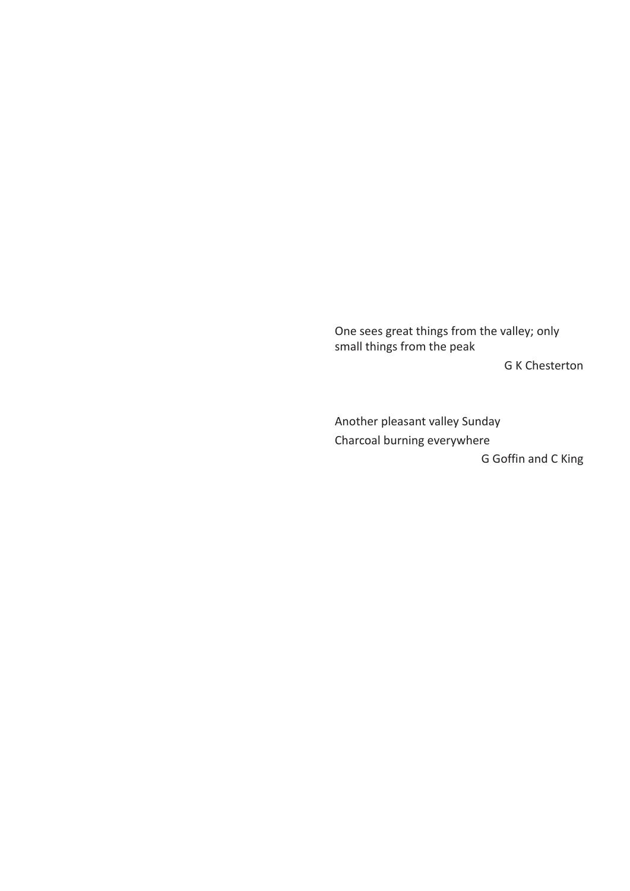One sees great things from the valley; only small things from the peak

G K Chesterton

Another pleasant valley Sunday
Charcoal burning everywhere

G Goffin and C King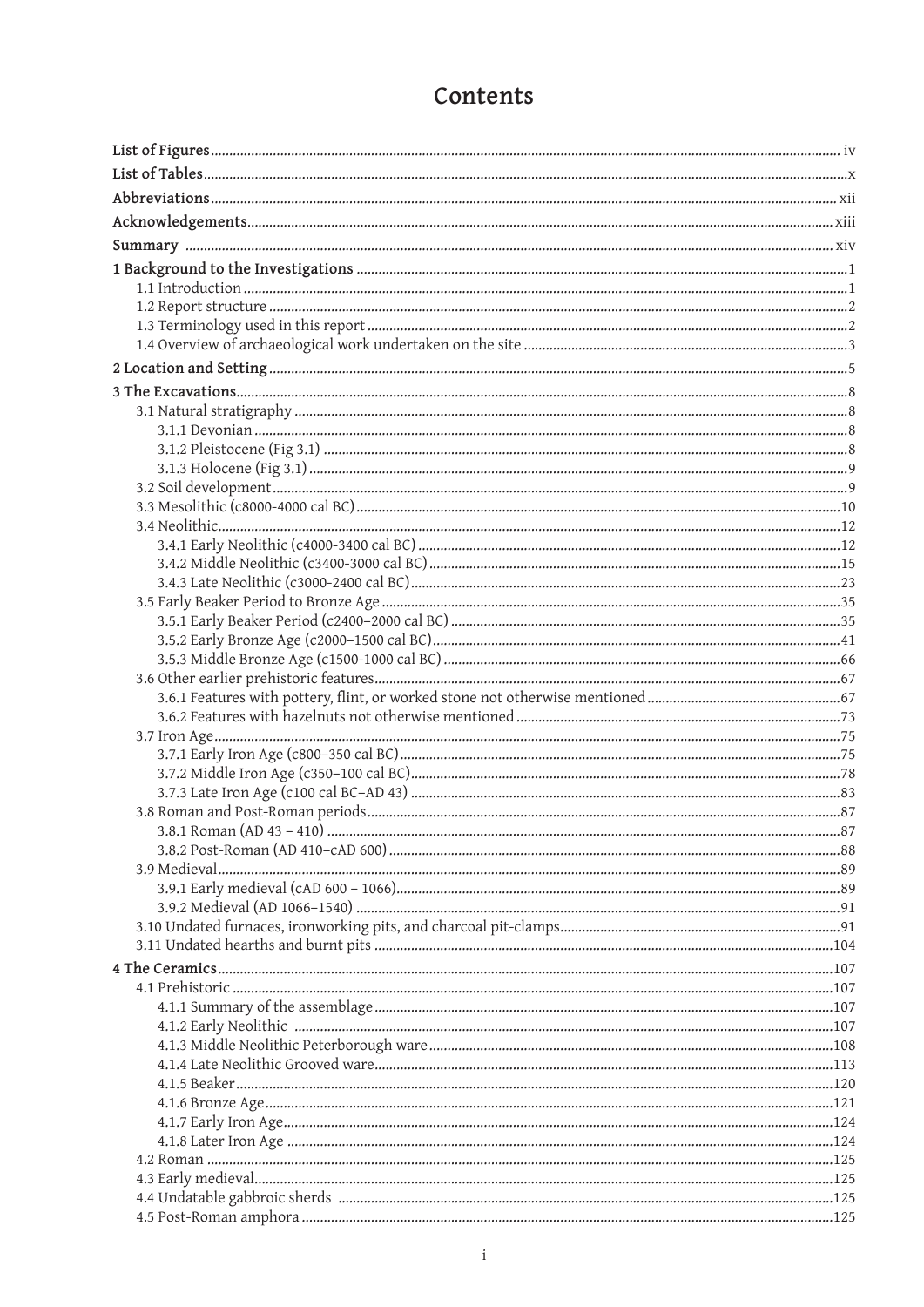# Contents

**List of Figures** ... iv
**List of Tables** ... x
**Abbreviations** ... xii
**Acknowledgements** ... xiii
**Summary** ... xiv
**1 Background to the Investigations** ... 1
- 1.1 Introduction ... 1
- 1.2 Report structure ... 2
- 1.3 Terminology used in this report ... 2
- 1.4 Overview of archaeological work undertaken on the site ... 3

**2 Location and Setting** ... 5
**3 The Excavations** ... 8
- 3.1 Natural stratigraphy ... 8
  - 3.1.1 Devonian ... 8
  - 3.1.2 Pleistocene (Fig 3.1) ... 8
  - 3.1.3 Holocene (Fig 3.1) ... 9
- 3.2 Soil development ... 9
- 3.3 Mesolithic (c8000-4000 cal BC) ... 10
- 3.4 Neolithic ... 12
  - 3.4.1 Early Neolithic (c4000-3400 cal BC) ... 12
  - 3.4.2 Middle Neolithic (c3400-3000 cal BC) ... 15
  - 3.4.3 Late Neolithic (c3000-2400 cal BC) ... 23
- 3.5 Early Beaker Period to Bronze Age ... 35
  - 3.5.1 Early Beaker Period (c2400–2000 cal BC) ... 35
  - 3.5.2 Early Bronze Age (c2000–1500 cal BC) ... 41
  - 3.5.3 Middle Bronze Age (c1500-1000 cal BC) ... 66
- 3.6 Other earlier prehistoric features ... 67
  - 3.6.1 Features with pottery, flint, or worked stone not otherwise mentioned ... 67
  - 3.6.2 Features with hazelnuts not otherwise mentioned ... 73
- 3.7 Iron Age ... 75
  - 3.7.1 Early Iron Age (c800–350 cal BC) ... 75
  - 3.7.2 Middle Iron Age (c350–100 cal BC) ... 78
  - 3.7.3 Late Iron Age (c100 cal BC–AD 43) ... 83
- 3.8 Roman and Post-Roman periods ... 87
  - 3.8.1 Roman (AD 43 – 410) ... 87
  - 3.8.2 Post-Roman (AD 410–cAD 600) ... 88
- 3.9 Medieval ... 89
  - 3.9.1 Early medieval (cAD 600 – 1066) ... 89
  - 3.9.2 Medieval (AD 1066–1540) ... 91
- 3.10 Undated furnaces, ironworking pits, and charcoal pit-clamps ... 91
- 3.11 Undated hearths and burnt pits ... 104

**4 The Ceramics** ... 107
- 4.1 Prehistoric ... 107
  - 4.1.1 Summary of the assemblage ... 107
  - 4.1.2 Early Neolithic ... 107
  - 4.1.3 Middle Neolithic Peterborough ware ... 108
  - 4.1.4 Late Neolithic Grooved ware ... 113
  - 4.1.5 Beaker ... 120
  - 4.1.6 Bronze Age ... 121
  - 4.1.7 Early Iron Age ... 124
  - 4.1.8 Later Iron Age ... 124
- 4.2 Roman ... 125
- 4.3 Early medieval ... 125
- 4.4 Undatable gabbroic sherds ... 125
- 4.5 Post-Roman amphora ... 125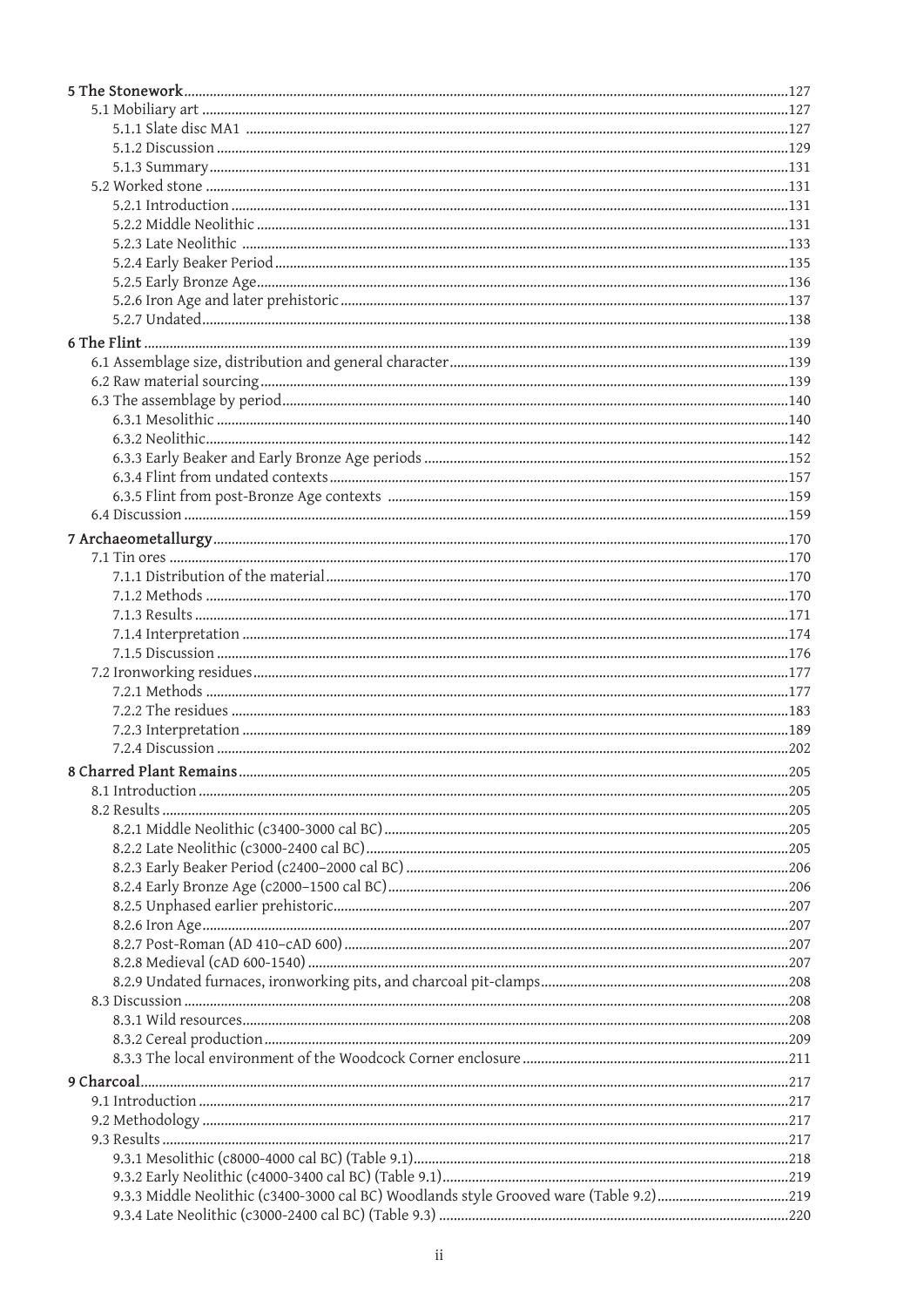**5 The Stonework** ........................................................................................................ 127
- 5.1 Mobiliary art ........................................................................................................ 127
  - 5.1.1 Slate disc MA1 ........................................................................................................ 127
  - 5.1.2 Discussion ........................................................................................................ 129
  - 5.1.3 Summary ........................................................................................................ 131
- 5.2 Worked stone ........................................................................................................ 131
  - 5.2.1 Introduction ........................................................................................................ 131
  - 5.2.2 Middle Neolithic ........................................................................................................ 131
  - 5.2.3 Late Neolithic ........................................................................................................ 133
  - 5.2.4 Early Beaker Period ........................................................................................................ 135
  - 5.2.5 Early Bronze Age ........................................................................................................ 136
  - 5.2.6 Iron Age and later prehistoric ........................................................................................................ 137
  - 5.2.7 Undated ........................................................................................................ 138

**6 The Flint** ........................................................................................................ 139
- 6.1 Assemblage size, distribution and general character ........................................................................................................ 139
- 6.2 Raw material sourcing ........................................................................................................ 139
- 6.3 The assemblage by period ........................................................................................................ 140
  - 6.3.1 Mesolithic ........................................................................................................ 140
  - 6.3.2 Neolithic ........................................................................................................ 142
  - 6.3.3 Early Beaker and Early Bronze Age periods ........................................................................................................ 152
  - 6.3.4 Flint from undated contexts ........................................................................................................ 157
  - 6.3.5 Flint from post-Bronze Age contexts ........................................................................................................ 159
- 6.4 Discussion ........................................................................................................ 159

**7 Archaeometallurgy** ........................................................................................................ 170
- 7.1 Tin ores ........................................................................................................ 170
  - 7.1.1 Distribution of the material ........................................................................................................ 170
  - 7.1.2 Methods ........................................................................................................ 170
  - 7.1.3 Results ........................................................................................................ 171
  - 7.1.4 Interpretation ........................................................................................................ 174
  - 7.1.5 Discussion ........................................................................................................ 176
- 7.2 Ironworking residues ........................................................................................................ 177
  - 7.2.1 Methods ........................................................................................................ 177
  - 7.2.2 The residues ........................................................................................................ 183
  - 7.2.3 Interpretation ........................................................................................................ 189
  - 7.2.4 Discussion ........................................................................................................ 202

**8 Charred Plant Remains** ........................................................................................................ 205
- 8.1 Introduction ........................................................................................................ 205
- 8.2 Results ........................................................................................................ 205
  - 8.2.1 Middle Neolithic (c3400-3000 cal BC) ........................................................................................................ 205
  - 8.2.2 Late Neolithic (c3000-2400 cal BC) ........................................................................................................ 205
  - 8.2.3 Early Beaker Period (c2400–2000 cal BC) ........................................................................................................ 206
  - 8.2.4 Early Bronze Age (c2000–1500 cal BC) ........................................................................................................ 206
  - 8.2.5 Unphased earlier prehistoric ........................................................................................................ 207
  - 8.2.6 Iron Age ........................................................................................................ 207
  - 8.2.7 Post-Roman (AD 410–cAD 600) ........................................................................................................ 207
  - 8.2.8 Medieval (cAD 600-1540) ........................................................................................................ 207
  - 8.2.9 Undated furnaces, ironworking pits, and charcoal pit-clamps ........................................................................................................ 208
- 8.3 Discussion ........................................................................................................ 208
  - 8.3.1 Wild resources ........................................................................................................ 208
  - 8.3.2 Cereal production ........................................................................................................ 209
  - 8.3.3 The local environment of the Woodcock Corner enclosure ........................................................................................................ 211

**9 Charcoal** ........................................................................................................ 217
- 9.1 Introduction ........................................................................................................ 217
- 9.2 Methodology ........................................................................................................ 217
- 9.3 Results ........................................................................................................ 217
  - 9.3.1 Mesolithic (c8000-4000 cal BC) (Table 9.1) ........................................................................................................ 218
  - 9.3.2 Early Neolithic (c4000-3400 cal BC) (Table 9.1) ........................................................................................................ 219
  - 9.3.3 Middle Neolithic (c3400-3000 cal BC) Woodlands style Grooved ware (Table 9.2) ........................................................................................................ 219
  - 9.3.4 Late Neolithic (c3000-2400 cal BC) (Table 9.3) ........................................................................................................ 220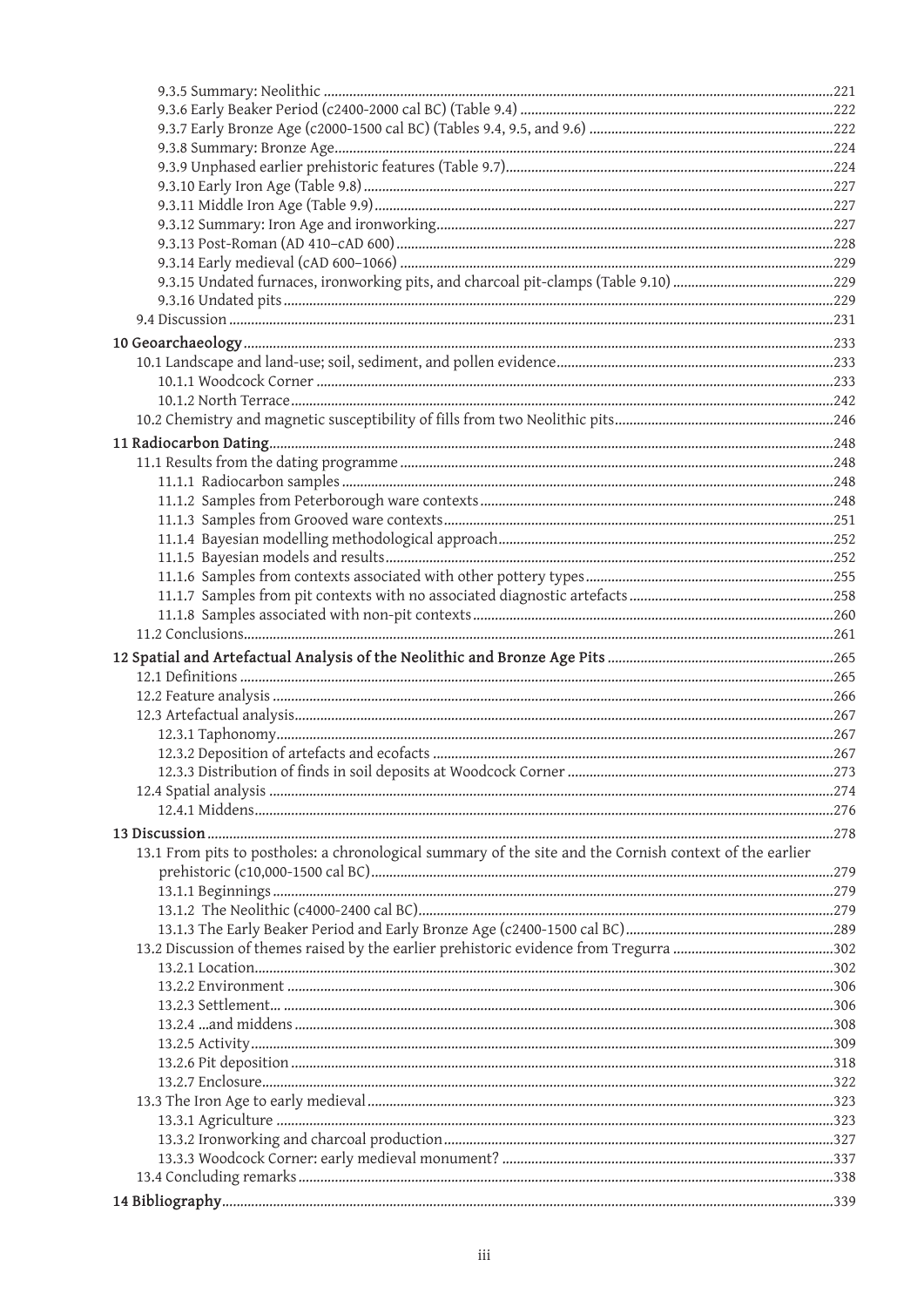9.3.5 Summary: Neolithic ....................................................................................................................................221
9.3.6 Early Beaker Period (c2400-2000 cal BC) (Table 9.4) .....................................................................222
9.3.7 Early Bronze Age (c2000-1500 cal BC) (Tables 9.4, 9.5, and 9.6) ..................................................222
9.3.8 Summary: Bronze Age.......................................................................................................................224
9.3.9 Unphased earlier prehistoric features (Table 9.7)..........................................................................224
9.3.10 Early Iron Age (Table 9.8) ................................................................................................................227
9.3.11 Middle Iron Age (Table 9.9)..............................................................................................................227
9.3.12 Summary: Iron Age and ironworking............................................................................................227
9.3.13 Post-Roman (AD 410–cAD 600) ......................................................................................................228
9.3.14 Early medieval (cAD 600–1066) .....................................................................................................229
9.3.15 Undated furnaces, ironworking pits, and charcoal pit-clamps (Table 9.10) ...........................229
9.3.16 Undated pits......................................................................................................................................229
9.4 Discussion .................................................................................................................................................231

**10 Geoarchaeology**.................................................................................................................................233
10.1 Landscape and land-use; soil, sediment, and pollen evidence...........................................................233
10.1.1 Woodcock Corner ............................................................................................................................233
10.1.2 North Terrace....................................................................................................................................242
10.2 Chemistry and magnetic susceptibility of fills from two Neolithic pits.........................................246

**11 Radiocarbon Dating**.........................................................................................................................248
11.1 Results from the dating programme .....................................................................................................248
11.1.1 Radiocarbon samples .......................................................................................................................248
11.1.2 Samples from Peterborough ware contexts..................................................................................248
11.1.3 Samples from Grooved ware contexts...........................................................................................251
11.1.4 Bayesian modelling methodological approach............................................................................252
11.1.5 Bayesian models and results...........................................................................................................252
11.1.6 Samples from contexts associated with other pottery types......................................................255
11.1.7 Samples from pit contexts with no associated diagnostic artefacts..........................................258
11.1.8 Samples associated with non-pit contexts.....................................................................................260
11.2 Conclusions................................................................................................................................................261

**12 Spatial and Artefactual Analysis of the Neolithic and Bronze Age Pits** ...........................................265
12.1 Definitions ..................................................................................................................................................265
12.2 Feature analysis .........................................................................................................................................266
12.3 Artefactual analysis...................................................................................................................................267
12.3.1 Taphonomy........................................................................................................................................267
12.3.2 Deposition of artefacts and ecofacts ..............................................................................................267
12.3.3 Distribution of finds in soil deposits at Woodcock Corner .........................................................273
12.4 Spatial analysis ..........................................................................................................................................274
12.4.1 Middens...............................................................................................................................................276

**13 Discussion**.............................................................................................................................................278
13.1 From pits to postholes: a chronological summary of the site and the Cornish context of the earlier prehistoric (c10,000-1500 cal BC)..............................................................................................................279
13.1.1 Beginnings .........................................................................................................................................279
13.1.2 The Neolithic (c4000-2400 cal BC)..................................................................................................279
13.1.3 The Early Beaker Period and Early Bronze Age (c2400-1500 cal BC).........................................289
13.2 Discussion of themes raised by the earlier prehistoric evidence from Tregurra ............................302
13.2.1 Location..............................................................................................................................................302
13.2.2 Environment ......................................................................................................................................306
13.2.3 Settlement... .......................................................................................................................................306
13.2.4 ...and middens ....................................................................................................................................308
13.2.5 Activity................................................................................................................................................309
13.2.6 Pit deposition .....................................................................................................................................318
13.2.7 Enclosure.............................................................................................................................................322
13.3 The Iron Age to early medieval................................................................................................................323
13.3.1 Agriculture .........................................................................................................................................323
13.3.2 Ironworking and charcoal production...........................................................................................327
13.3.3 Woodcock Corner: early medieval monument? ...........................................................................337
13.4 Concluding remarks...................................................................................................................................338

**14 Bibliography**..........................................................................................................................................339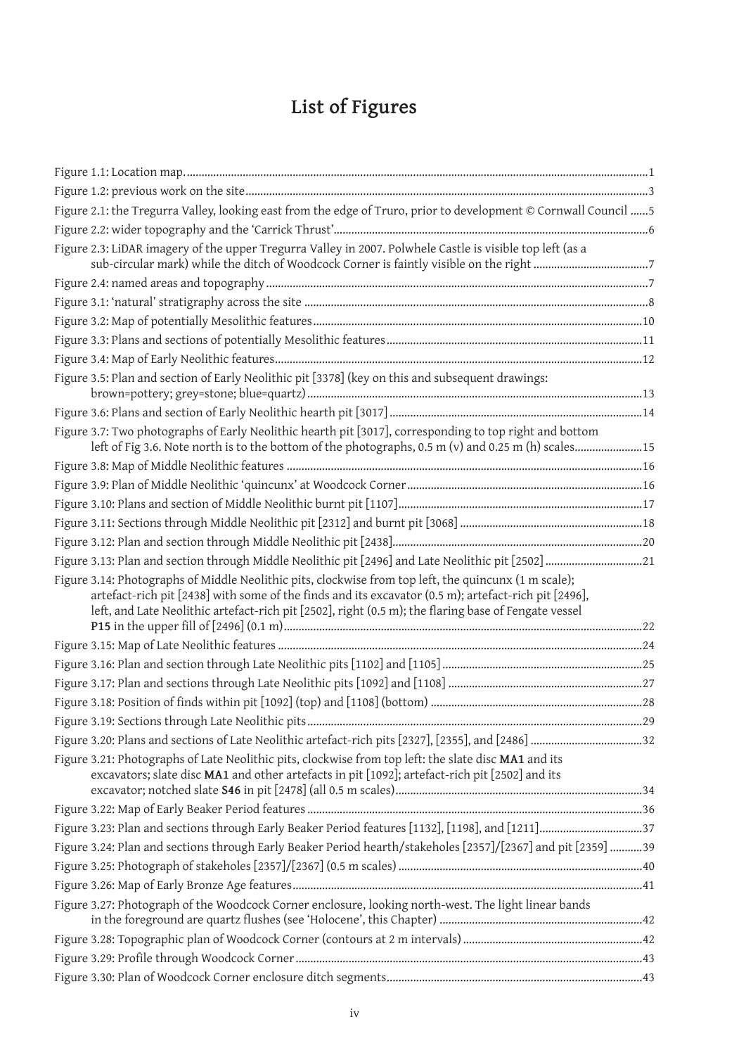# List of Figures

Figure 1.1: Location map. ............1
Figure 1.2: previous work on the site ............3
Figure 2.1: the Tregurra Valley, looking east from the edge of Truro, prior to development © Cornwall Council ......5
Figure 2.2: wider topography and the 'Carrick Thrust' ............6
Figure 2.3: LiDAR imagery of the upper Tregurra Valley in 2007. Polwhele Castle is visible top left (as a sub-circular mark) while the ditch of Woodcock Corner is faintly visible on the right ............7
Figure 2.4: named areas and topography ............7
Figure 3.1: 'natural' stratigraphy across the site ............8
Figure 3.2: Map of potentially Mesolithic features ............10
Figure 3.3: Plans and sections of potentially Mesolithic features ............11
Figure 3.4: Map of Early Neolithic features ............12
Figure 3.5: Plan and section of Early Neolithic pit [3378] (key on this and subsequent drawings: brown=pottery; grey=stone; blue=quartz) ............13
Figure 3.6: Plans and section of Early Neolithic hearth pit [3017] ............14
Figure 3.7: Two photographs of Early Neolithic hearth pit [3017], corresponding to top right and bottom left of Fig 3.6. Note north is to the bottom of the photographs, 0.5 m (v) and 0.25 m (h) scales ............15
Figure 3.8: Map of Middle Neolithic features ............16
Figure 3.9: Plan of Middle Neolithic 'quincunx' at Woodcock Corner ............16
Figure 3.10: Plans and section of Middle Neolithic burnt pit [1107] ............17
Figure 3.11: Sections through Middle Neolithic pit [2312] and burnt pit [3068] ............18
Figure 3.12: Plan and section through Middle Neolithic pit [2438] ............20
Figure 3.13: Plan and section through Middle Neolithic pit [2496] and Late Neolithic pit [2502] ............21
Figure 3.14: Photographs of Middle Neolithic pits, clockwise from top left, the quincunx (1 m scale); artefact-rich pit [2438] with some of the finds and its excavator (0.5 m); artefact-rich pit [2496], left, and Late Neolithic artefact-rich pit [2502], right (0.5 m); the flaring base of Fengate vessel **P15** in the upper fill of [2496] (0.1 m) ............22
Figure 3.15: Map of Late Neolithic features ............24
Figure 3.16: Plan and section through Late Neolithic pits [1102] and [1105] ............25
Figure 3.17: Plan and sections through Late Neolithic pits [1092] and [1108] ............27
Figure 3.18: Position of finds within pit [1092] (top) and [1108] (bottom) ............28
Figure 3.19: Sections through Late Neolithic pits ............29
Figure 3.20: Plans and sections of Late Neolithic artefact-rich pits [2327], [2355], and [2486] ............32
Figure 3.21: Photographs of Late Neolithic pits, clockwise from top left: the slate disc **MA1** and its excavator; slate disc **MA1** and other artefacts in pit [1092]; artefact-rich pit [2502] and its excavator; notched slate **S46** in pit [2478] (all 0.5 m scales) ............34
Figure 3.22: Map of Early Beaker Period features ............36
Figure 3.23: Plan and sections through Early Beaker Period features [1132], [1198], and [1211] ............37
Figure 3.24: Plan and sections through Early Beaker Period hearth/stakeholes [2357]/[2367] and pit [2359] ............39
Figure 3.25: Photograph of stakeholes [2357]/[2367] (0.5 m scales) ............40
Figure 3.26: Map of Early Bronze Age features ............41
Figure 3.27: Photograph of the Woodcock Corner enclosure, looking north-west. The light linear bands in the foreground are quartz flushes (see 'Holocene', this Chapter) ............42
Figure 3.28: Topographic plan of Woodcock Corner (contours at 2 m intervals) ............42
Figure 3.29: Profile through Woodcock Corner ............43
Figure 3.30: Plan of Woodcock Corner enclosure ditch segments ............43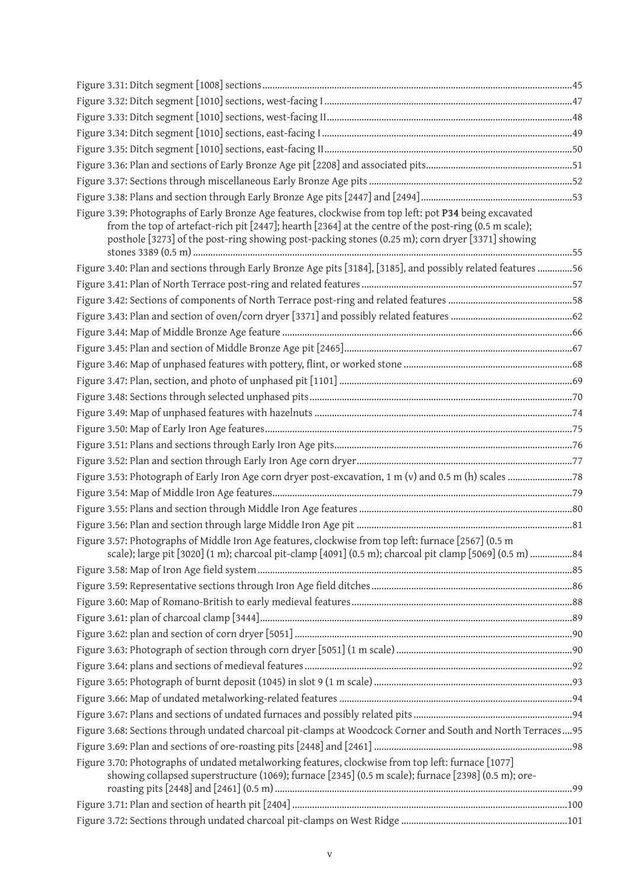Figure 3.31: Ditch segment [1008] sections ....45

Figure 3.32: Ditch segment [1010] sections, west-facing I ....47

Figure 3.33: Ditch segment [1010] sections, west-facing II ....48

Figure 3.34: Ditch segment [1010] sections, east-facing I ....49

Figure 3.35: Ditch segment [1010] sections, east-facing II ....50

Figure 3.36: Plan and sections of Early Bronze Age pit [2208] and associated pits ....51

Figure 3.37: Sections through miscellaneous Early Bronze Age pits ....52

Figure 3.38: Plans and section through Early Bronze Age pits [2447] and [2494] ....53

Figure 3.39: Photographs of Early Bronze Age features, clockwise from top left: pot **P34** being excavated from the top of artefact-rich pit [2447]; hearth [2364] at the centre of the post-ring (0.5 m scale); posthole [3273] of the post-ring showing post-packing stones (0.25 m); corn dryer [3371] showing stones 3389 (0.5 m) ....55

Figure 3.40: Plan and sections through Early Bronze Age pits [3184], [3185], and possibly related features ....56

Figure 3.41: Plan of North Terrace post-ring and related features ....57

Figure 3.42: Sections of components of North Terrace post-ring and related features ....58

Figure 3.43: Plan and section of oven/corn dryer [3371] and possibly related features ....62

Figure 3.44: Map of Middle Bronze Age feature ....66

Figure 3.45: Plan and section of Middle Bronze Age pit [2465] ....67

Figure 3.46: Map of unphased features with pottery, flint, or worked stone ....68

Figure 3.47: Plan, section, and photo of unphased pit [1101] ....69

Figure 3.48: Sections through selected unphased pits ....70

Figure 3.49: Map of unphased features with hazelnuts ....74

Figure 3.50: Map of Early Iron Age features ....75

Figure 3.51: Plans and sections through Early Iron Age pits ....76

Figure 3.52: Plan and section through Early Iron Age corn dryer ....77

Figure 3.53: Photograph of Early Iron Age corn dryer post-excavation, 1 m (v) and 0.5 m (h) scales ....78

Figure 3.54: Map of Middle Iron Age features ....79

Figure 3.55: Plans and section through Middle Iron Age features ....80

Figure 3.56: Plan and section through large Middle Iron Age pit ....81

Figure 3.57: Photographs of Middle Iron Age features, clockwise from top left: furnace [2567] (0.5 m scale); large pit [3020] (1 m); charcoal pit-clamp [4091] (0.5 m); charcoal pit clamp [5069] (0.5 m) ....84

Figure 3.58: Map of Iron Age field system ....85

Figure 3.59: Representative sections through Iron Age field ditches ....86

Figure 3.60: Map of Romano-British to early medieval features ....88

Figure 3.61: plan of charcoal clamp [3444] ....89

Figure 3.62: plan and section of corn dryer [5051] ....90

Figure 3.63: Photograph of section through corn dryer [5051] (1 m scale) ....90

Figure 3.64: plans and sections of medieval features ....92

Figure 3.65: Photograph of burnt deposit (1045) in slot 9 (1 m scale) ....93

Figure 3.66: Map of undated metalworking-related features ....94

Figure 3.67: Plans and sections of undated furnaces and possibly related pits ....94

Figure 3.68: Sections through undated charcoal pit-clamps at Woodcock Corner and South and North Terraces ....95

Figure 3.69: Plan and sections of ore-roasting pits [2448] and [2461] ....98

Figure 3.70: Photographs of undated metalworking features, clockwise from top left: furnace [1077] showing collapsed superstructure (1069); furnace [2345] (0.5 m scale); furnace [2398] (0.5 m); ore-roasting pits [2448] and [2461] (0.5 m) ....99

Figure 3.71: Plan and section of hearth pit [2404] ....100

Figure 3.72: Sections through undated charcoal pit-clamps on West Ridge ....101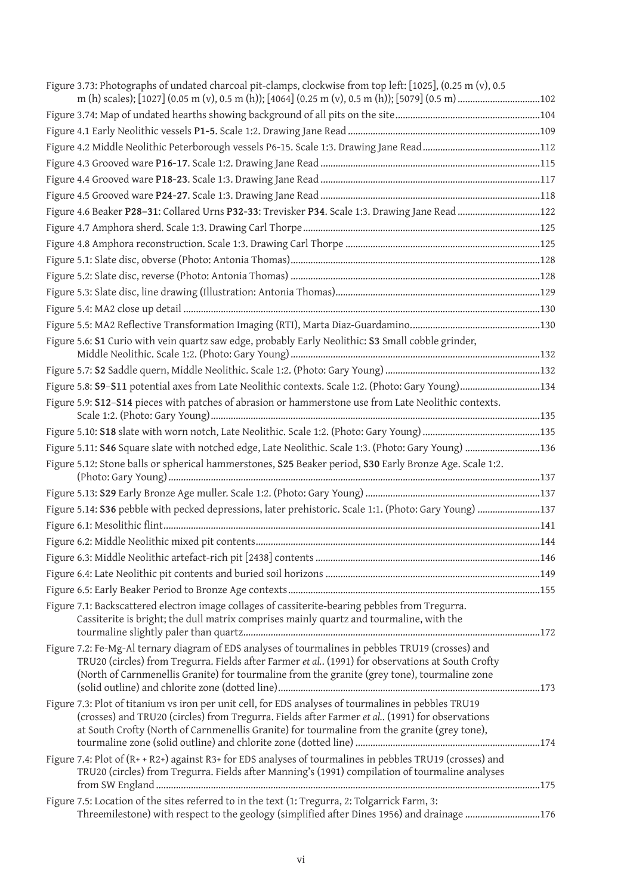Figure 3.73: Photographs of undated charcoal pit-clamps, clockwise from top left: [1025], (0.25 m (v), 0.5 m (h) scales); [1027] (0.05 m (v), 0.5 m (h)); [4064] (0.25 m (v), 0.5 m (h)); [5079] (0.5 m) ....102

Figure 3.74: Map of undated hearths showing background of all pits on the site....104

Figure 4.1 Early Neolithic vessels **P1-5**. Scale 1:2. Drawing Jane Read ....109

Figure 4.2 Middle Neolithic Peterborough vessels P6-15. Scale 1:3. Drawing Jane Read....112

Figure 4.3 Grooved ware **P16-17**. Scale 1:2. Drawing Jane Read ....115

Figure 4.4 Grooved ware **P18-23**. Scale 1:3. Drawing Jane Read ....117

Figure 4.5 Grooved ware **P24-27**. Scale 1:3. Drawing Jane Read ....118

Figure 4.6 Beaker **P28–31**: Collared Urns **P32-33**: Trevisker **P34**. Scale 1:3. Drawing Jane Read ....122

Figure 4.7 Amphora sherd. Scale 1:3. Drawing Carl Thorpe....125

Figure 4.8 Amphora reconstruction. Scale 1:3. Drawing Carl Thorpe ....125

Figure 5.1: Slate disc, obverse (Photo: Antonia Thomas)....128

Figure 5.2: Slate disc, reverse (Photo: Antonia Thomas) ....128

Figure 5.3: Slate disc, line drawing (Illustration: Antonia Thomas)....129

Figure 5.4: MA2 close up detail ....130

Figure 5.5: MA2 Reflective Transformation Imaging (RTI), Marta Diaz-Guardamino.....130

Figure 5.6: **S1** Curio with vein quartz saw edge, probably Early Neolithic: **S3** Small cobble grinder, Middle Neolithic. Scale 1:2. (Photo: Gary Young)....132

Figure 5.7: **S2** Saddle quern, Middle Neolithic. Scale 1:2. (Photo: Gary Young) ....132

Figure 5.8: **S9**–**S11** potential axes from Late Neolithic contexts. Scale 1:2. (Photo: Gary Young)....134

Figure 5.9: **S12**–**S14** pieces with patches of abrasion or hammerstone use from Late Neolithic contexts. Scale 1:2. (Photo: Gary Young)....135

Figure 5.10: **S18** slate with worn notch, Late Neolithic. Scale 1:2. (Photo: Gary Young) ....135

Figure 5.11: **S46** Square slate with notched edge, Late Neolithic. Scale 1:3. (Photo: Gary Young) ....136

Figure 5.12: Stone balls or spherical hammerstones, **S25** Beaker period, **S30** Early Bronze Age. Scale 1:2. (Photo: Gary Young)....137

Figure 5.13: **S29** Early Bronze Age muller. Scale 1:2. (Photo: Gary Young) ....137

Figure 5.14: **S36** pebble with pecked depressions, later prehistoric. Scale 1:1. (Photo: Gary Young) ....137

Figure 6.1: Mesolithic flint....141

Figure 6.2: Middle Neolithic mixed pit contents....144

Figure 6.3: Middle Neolithic artefact-rich pit [2438] contents ....146

Figure 6.4: Late Neolithic pit contents and buried soil horizons ....149

Figure 6.5: Early Beaker Period to Bronze Age contexts....155

Figure 7.1: Backscattered electron image collages of cassiterite-bearing pebbles from Tregurra. Cassiterite is bright; the dull matrix comprises mainly quartz and tourmaline, with the tourmaline slightly paler than quartz....172

Figure 7.2: Fe-Mg-Al ternary diagram of EDS analyses of tourmalines in pebbles TRU19 (crosses) and TRU20 (circles) from Tregurra. Fields after Farmer *et al.*. (1991) for observations at South Crofty (North of Carnmenellis Granite) for tourmaline from the granite (grey tone), tourmaline zone (solid outline) and chlorite zone (dotted line)....173

Figure 7.3: Plot of titanium vs iron per unit cell, for EDS analyses of tourmalines in pebbles TRU19 (crosses) and TRU20 (circles) from Tregurra. Fields after Farmer *et al.*. (1991) for observations at South Crofty (North of Carnmenellis Granite) for tourmaline from the granite (grey tone), tourmaline zone (solid outline) and chlorite zone (dotted line) ....174

Figure 7.4: Plot of ($R^{+}$ + $R^{2+}$) against $R^{3+}$ for EDS analyses of tourmalines in pebbles TRU19 (crosses) and TRU20 (circles) from Tregurra. Fields after Manning's (1991) compilation of tourmaline analyses from SW England ....175

Figure 7.5: Location of the sites referred to in the text (1: Tregurra, 2: Tolgarrick Farm, 3: Threemilestone) with respect to the geology (simplified after Dines 1956) and drainage ....176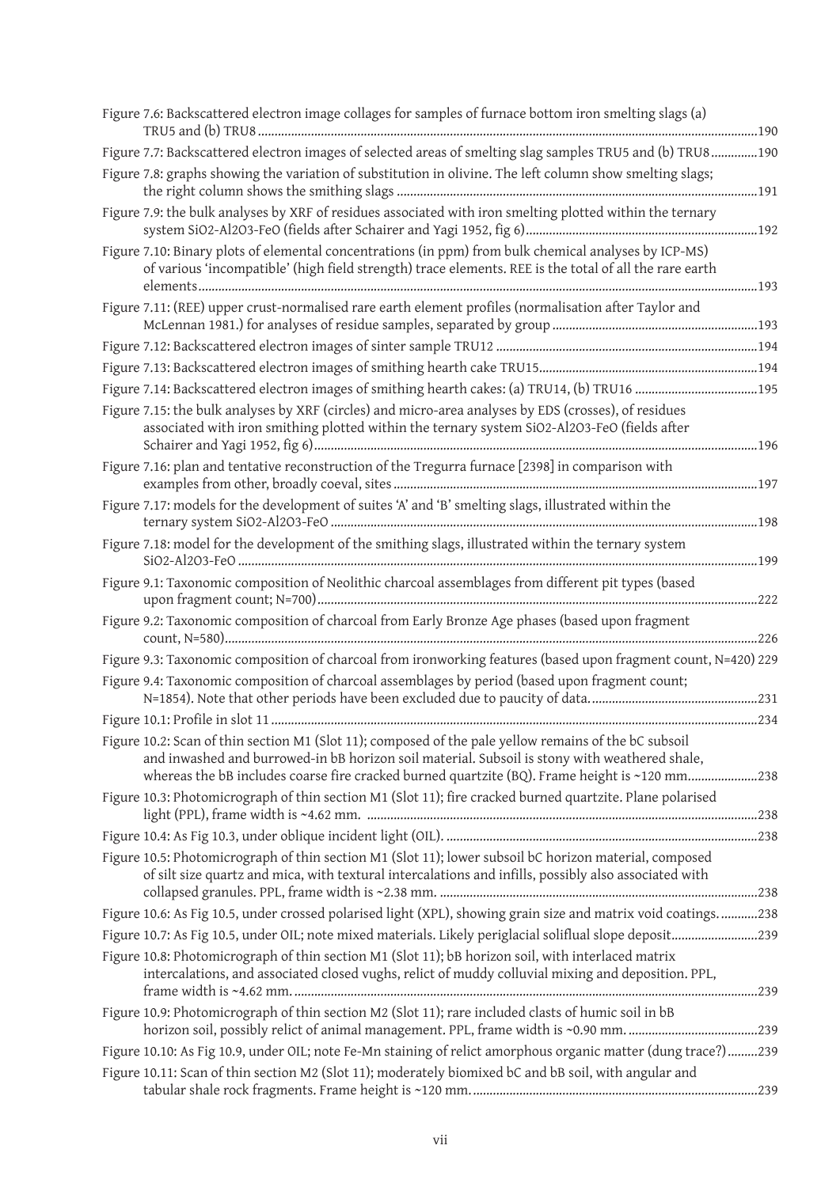Figure 7.6: Backscattered electron image collages for samples of furnace bottom iron smelting slags (a) TRU5 and (b) TRU8 .....190

Figure 7.7: Backscattered electron images of selected areas of smelting slag samples TRU5 and (b) TRU8 .....190

Figure 7.8: graphs showing the variation of substitution in olivine. The left column show smelting slags; the right column shows the smithing slags .....191

Figure 7.9: the bulk analyses by XRF of residues associated with iron smelting plotted within the ternary system $SiO_2$-$Al_2O_3$-FeO (fields after Schairer and Yagi 1952, fig 6) .....192

Figure 7.10: Binary plots of elemental concentrations (in ppm) from bulk chemical analyses by ICP-MS) of various 'incompatible' (high field strength) trace elements. REE is the total of all the rare earth elements .....193

Figure 7.11: (REE) upper crust-normalised rare earth element profiles (normalisation after Taylor and McLennan 1981.) for analyses of residue samples, separated by group .....193

Figure 7.12: Backscattered electron images of sinter sample TRU12 .....194

Figure 7.13: Backscattered electron images of smithing hearth cake TRU15 .....194

Figure 7.14: Backscattered electron images of smithing hearth cakes: (a) TRU14, (b) TRU16 .....195

Figure 7.15: the bulk analyses by XRF (circles) and micro-area analyses by EDS (crosses), of residues associated with iron smithing plotted within the ternary system $SiO_2$-$Al_2O_3$-FeO (fields after Schairer and Yagi 1952, fig 6) .....196

Figure 7.16: plan and tentative reconstruction of the Tregurra furnace [2398] in comparison with examples from other, broadly coeval, sites .....197

Figure 7.17: models for the development of suites 'A' and 'B' smelting slags, illustrated within the ternary system $SiO_2$-$Al_2O_3$-FeO .....198

Figure 7.18: model for the development of the smithing slags, illustrated within the ternary system $SiO_2$-$Al_2O_3$-FeO .....199

Figure 9.1: Taxonomic composition of Neolithic charcoal assemblages from different pit types (based upon fragment count; N=700) .....222

Figure 9.2: Taxonomic composition of charcoal from Early Bronze Age phases (based upon fragment count, N=580) .....226

Figure 9.3: Taxonomic composition of charcoal from ironworking features (based upon fragment count, N=420) 229

Figure 9.4: Taxonomic composition of charcoal assemblages by period (based upon fragment count; N=1854). Note that other periods have been excluded due to paucity of data. .....231

Figure 10.1: Profile in slot 11 .....234

Figure 10.2: Scan of thin section M1 (Slot 11); composed of the pale yellow remains of the bC subsoil and inwashed and burrowed-in bB horizon soil material. Subsoil is stony with weathered shale, whereas the bB includes coarse fire cracked burned quartzite (BQ). Frame height is ~120 mm. .....238

Figure 10.3: Photomicrograph of thin section M1 (Slot 11); fire cracked burned quartzite. Plane polarised light (PPL), frame width is ~4.62 mm. .....238

Figure 10.4: As Fig 10.3, under oblique incident light (OIL). .....238

Figure 10.5: Photomicrograph of thin section M1 (Slot 11); lower subsoil bC horizon material, composed of silt size quartz and mica, with textural intercalations and infills, possibly also associated with collapsed granules. PPL, frame width is ~2.38 mm. .....238

Figure 10.6: As Fig 10.5, under crossed polarised light (XPL), showing grain size and matrix void coatings. .....238

Figure 10.7: As Fig 10.5, under OIL; note mixed materials. Likely periglacial soliflual slope deposit .....239

Figure 10.8: Photomicrograph of thin section M1 (Slot 11); bB horizon soil, with interlaced matrix intercalations, and associated closed vughs, relict of muddy colluvial mixing and deposition. PPL, frame width is ~4.62 mm. .....239

Figure 10.9: Photomicrograph of thin section M2 (Slot 11); rare included clasts of humic soil in bB horizon soil, possibly relict of animal management. PPL, frame width is ~0.90 mm. .....239

Figure 10.10: As Fig 10.9, under OIL; note Fe-Mn staining of relict amorphous organic matter (dung trace?) .....239

Figure 10.11: Scan of thin section M2 (Slot 11); moderately biomixed bC and bB soil, with angular and tabular shale rock fragments. Frame height is ~120 mm. .....239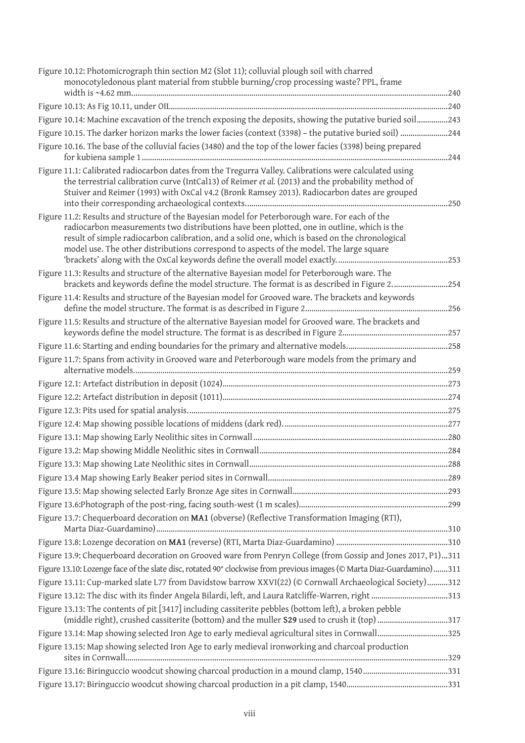Figure 10.12: Photomicrograph thin section M2 (Slot 11); colluvial plough soil with charred monocotyledonous plant material from stubble burning/crop processing waste? PPL, frame width is ~4.62 mm. ....240

Figure 10.13: As Fig 10.11, under OIL. ....240

Figure 10.14: Machine excavation of the trench exposing the deposits, showing the putative buried soil ....243

Figure 10.15. The darker horizon marks the lower facies (context (3398) – the putative buried soil) ....244

Figure 10.16. The base of the colluvial facies (3480) and the top of the lower facies (3398) being prepared for kubiena sample 1 ....244

Figure 11.1: Calibrated radiocarbon dates from the Tregurra Valley. Calibrations were calculated using the terrestrial calibration curve (IntCal13) of Reimer *et al.* (2013) and the probability method of Stuiver and Reimer (1993) with OxCal v4.2 (Bronk Ramsey 2013). Radiocarbon dates are grouped into their corresponding archaeological contexts. ....250

Figure 11.2: Results and structure of the Bayesian model for Peterborough ware. For each of the radiocarbon measurements two distributions have been plotted, one in outline, which is the result of simple radiocarbon calibration, and a solid one, which is based on the chronological model use. The other distributions correspond to aspects of the model. The large square 'brackets' along with the OxCal keywords define the overall model exactly. ....253

Figure 11.3: Results and structure of the alternative Bayesian model for Peterborough ware. The brackets and keywords define the model structure. The format is as described in Figure 2. ....254

Figure 11.4: Results and structure of the Bayesian model for Grooved ware. The brackets and keywords define the model structure. The format is as described in Figure 2 ....256

Figure 11.5: Results and structure of the alternative Bayesian model for Grooved ware. The brackets and keywords define the model structure. The format is as described in Figure 2 ....257

Figure 11.6: Starting and ending boundaries for the primary and alternative models. ....258

Figure 11.7: Spans from activity in Grooved ware and Peterborough ware models from the primary and alternative models. ....259

Figure 12.1: Artefact distribution in deposit (1024) ....273

Figure 12.2: Artefact distribution in deposit (1011) ....274

Figure 12.3: Pits used for spatial analysis. ....275

Figure 12.4: Map showing possible locations of middens (dark red). ....277

Figure 13.1: Map showing Early Neolithic sites in Cornwall ....280

Figure 13.2: Map showing Middle Neolithic sites in Cornwall ....284

Figure 13.3: Map showing Late Neolithic sites in Cornwall ....288

Figure 13.4 Map showing Early Beaker period sites in Cornwall ....289

Figure 13.5: Map showing selected Early Bronze Age sites in Cornwall ....293

Figure 13.6:Photograph of the post-ring, facing south-west (1 m scales) ....299

Figure 13.7: Chequerboard decoration on **MA1** (obverse) (Reflective Transformation Imaging (RTI), Marta Diaz-Guardamino) ....310

Figure 13.8: Lozenge decoration on **MA1** (reverse) (RTI, Marta Diaz-Guardamino) ....310

Figure 13.9: Chequerboard decoration on Grooved ware from Penryn College (from Gossip and Jones 2017, P1) ....311

Figure 13.10: Lozenge face of the slate disc, rotated 90° clockwise from previous images (© Marta Diaz-Guardamino) ....311

Figure 13.11: Cup-marked slate L77 from Davidstow barrow XXVI(22) (© Cornwall Archaeological Society) ....312

Figure 13.12: The disc with its finder Angela Bilardi, left, and Laura Ratcliffe-Warren, right ....313

Figure 13.13: The contents of pit [3417] including cassiterite pebbles (bottom left), a broken pebble (middle right), crushed cassiterite (bottom) and the muller **S29** used to crush it (top) ....317

Figure 13.14: Map showing selected Iron Age to early medieval agricultural sites in Cornwall ....325

Figure 13.15: Map showing selected Iron Age to early medieval ironworking and charcoal production sites in Cornwall ....329

Figure 13.16: Biringuccio woodcut showing charcoal production in a mound clamp, 1540 ....331

Figure 13.17: Biringuccio woodcut showing charcoal production in a pit clamp, 1540 ....331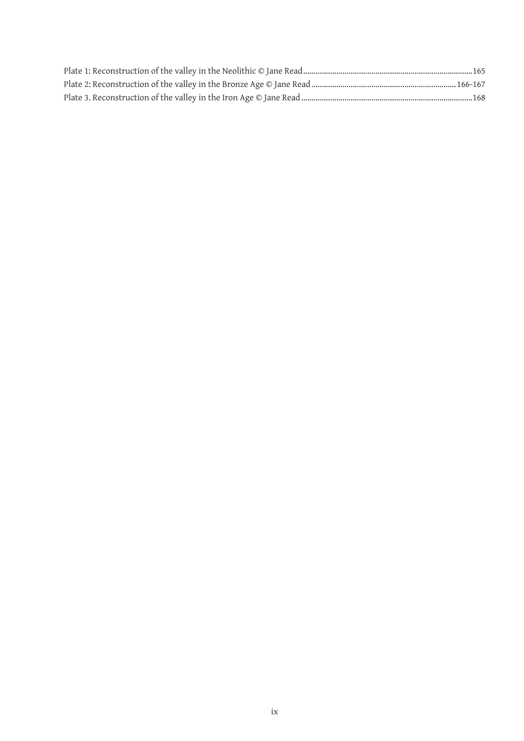Plate 1: Reconstruction of the valley in the Neolithic © Jane Read.......................................................................................165

Plate 2: Reconstruction of the valley in the Bronze Age © Jane Read...............................................................................166-167

Plate 3. Reconstruction of the valley in the Iron Age © Jane Read.......................................................................................168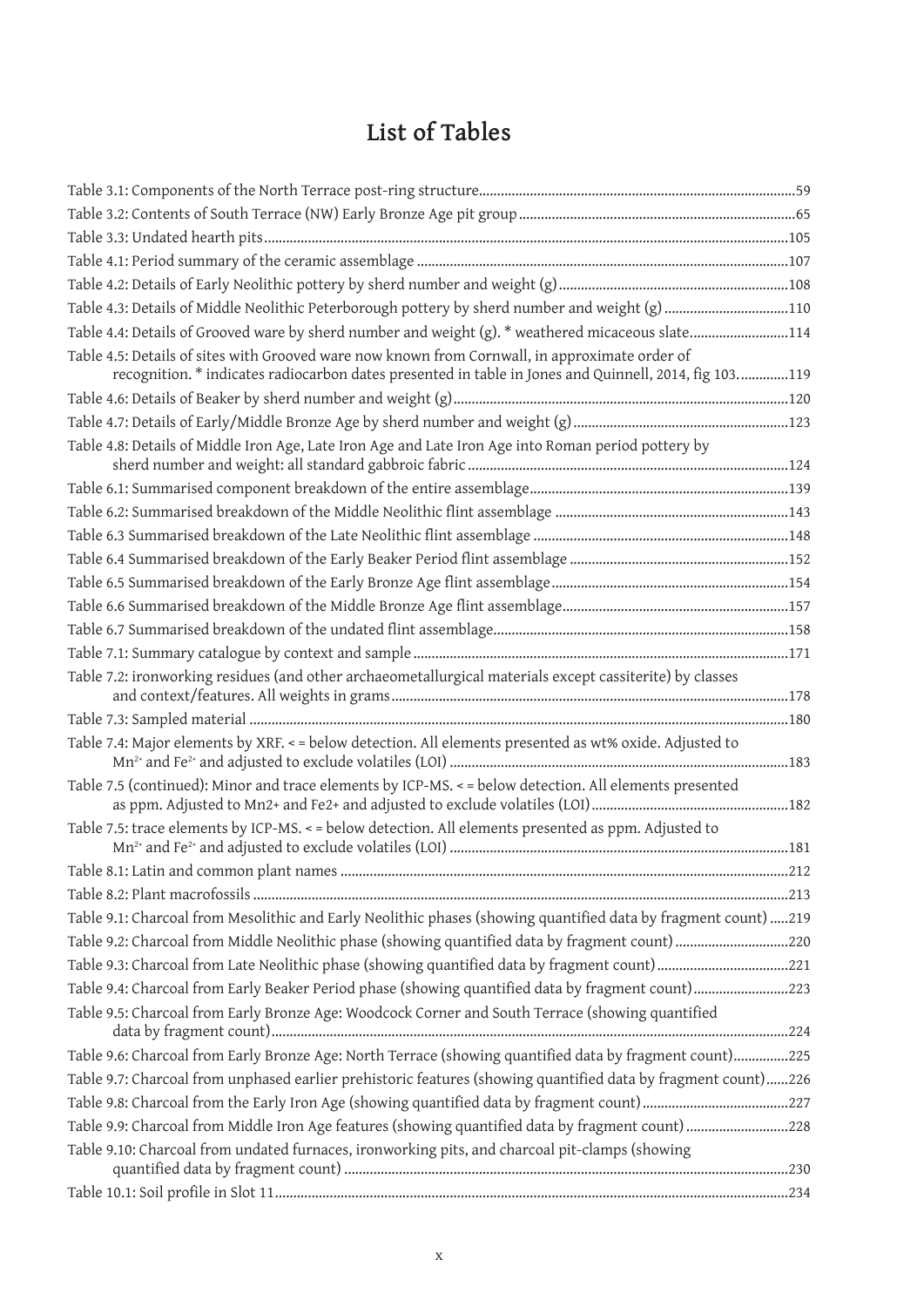# List of Tables

Table 3.1: Components of the North Terrace post-ring structure....59
Table 3.2: Contents of South Terrace (NW) Early Bronze Age pit group....65
Table 3.3: Undated hearth pits....105
Table 4.1: Period summary of the ceramic assemblage....107
Table 4.2: Details of Early Neolithic pottery by sherd number and weight (g)....108
Table 4.3: Details of Middle Neolithic Peterborough pottery by sherd number and weight (g)....110
Table 4.4: Details of Grooved ware by sherd number and weight (g). * weathered micaceous slate....114
Table 4.5: Details of sites with Grooved ware now known from Cornwall, in approximate order of recognition. * indicates radiocarbon dates presented in table in Jones and Quinnell, 2014, fig 103....119
Table 4.6: Details of Beaker by sherd number and weight (g)....120
Table 4.7: Details of Early/Middle Bronze Age by sherd number and weight (g)....123
Table 4.8: Details of Middle Iron Age, Late Iron Age and Late Iron Age into Roman period pottery by sherd number and weight: all standard gabbroic fabric....124
Table 6.1: Summarised component breakdown of the entire assemblage....139
Table 6.2: Summarised breakdown of the Middle Neolithic flint assemblage....143
Table 6.3 Summarised breakdown of the Late Neolithic flint assemblage....148
Table 6.4 Summarised breakdown of the Early Beaker Period flint assemblage....152
Table 6.5 Summarised breakdown of the Early Bronze Age flint assemblage....154
Table 6.6 Summarised breakdown of the Middle Bronze Age flint assemblage....157
Table 6.7 Summarised breakdown of the undated flint assemblage....158
Table 7.1: Summary catalogue by context and sample....171
Table 7.2: ironworking residues (and other archaeometallurgical materials except cassiterite) by classes and context/features. All weights in grams....178
Table 7.3: Sampled material....180
Table 7.4: Major elements by XRF. < = below detection. All elements presented as wt% oxide. Adjusted to $Mn^{2+}$ and $Fe^{2+}$ and adjusted to exclude volatiles (LOI)....183
Table 7.5 (continued): Minor and trace elements by ICP-MS. < = below detection. All elements presented as ppm. Adjusted to Mn2+ and Fe2+ and adjusted to exclude volatiles (LOI)....182
Table 7.5: trace elements by ICP-MS. < = below detection. All elements presented as ppm. Adjusted to $Mn^{2+}$ and $Fe^{2+}$ and adjusted to exclude volatiles (LOI)....181
Table 8.1: Latin and common plant names....212
Table 8.2: Plant macrofossils....213
Table 9.1: Charcoal from Mesolithic and Early Neolithic phases (showing quantified data by fragment count)....219
Table 9.2: Charcoal from Middle Neolithic phase (showing quantified data by fragment count)....220
Table 9.3: Charcoal from Late Neolithic phase (showing quantified data by fragment count)....221
Table 9.4: Charcoal from Early Beaker Period phase (showing quantified data by fragment count)....223
Table 9.5: Charcoal from Early Bronze Age: Woodcock Corner and South Terrace (showing quantified data by fragment count)....224
Table 9.6: Charcoal from Early Bronze Age: North Terrace (showing quantified data by fragment count)....225
Table 9.7: Charcoal from unphased earlier prehistoric features (showing quantified data by fragment count)....226
Table 9.8: Charcoal from the Early Iron Age (showing quantified data by fragment count)....227
Table 9.9: Charcoal from Middle Iron Age features (showing quantified data by fragment count)....228
Table 9.10: Charcoal from undated furnaces, ironworking pits, and charcoal pit-clamps (showing quantified data by fragment count)....230
Table 10.1: Soil profile in Slot 11....234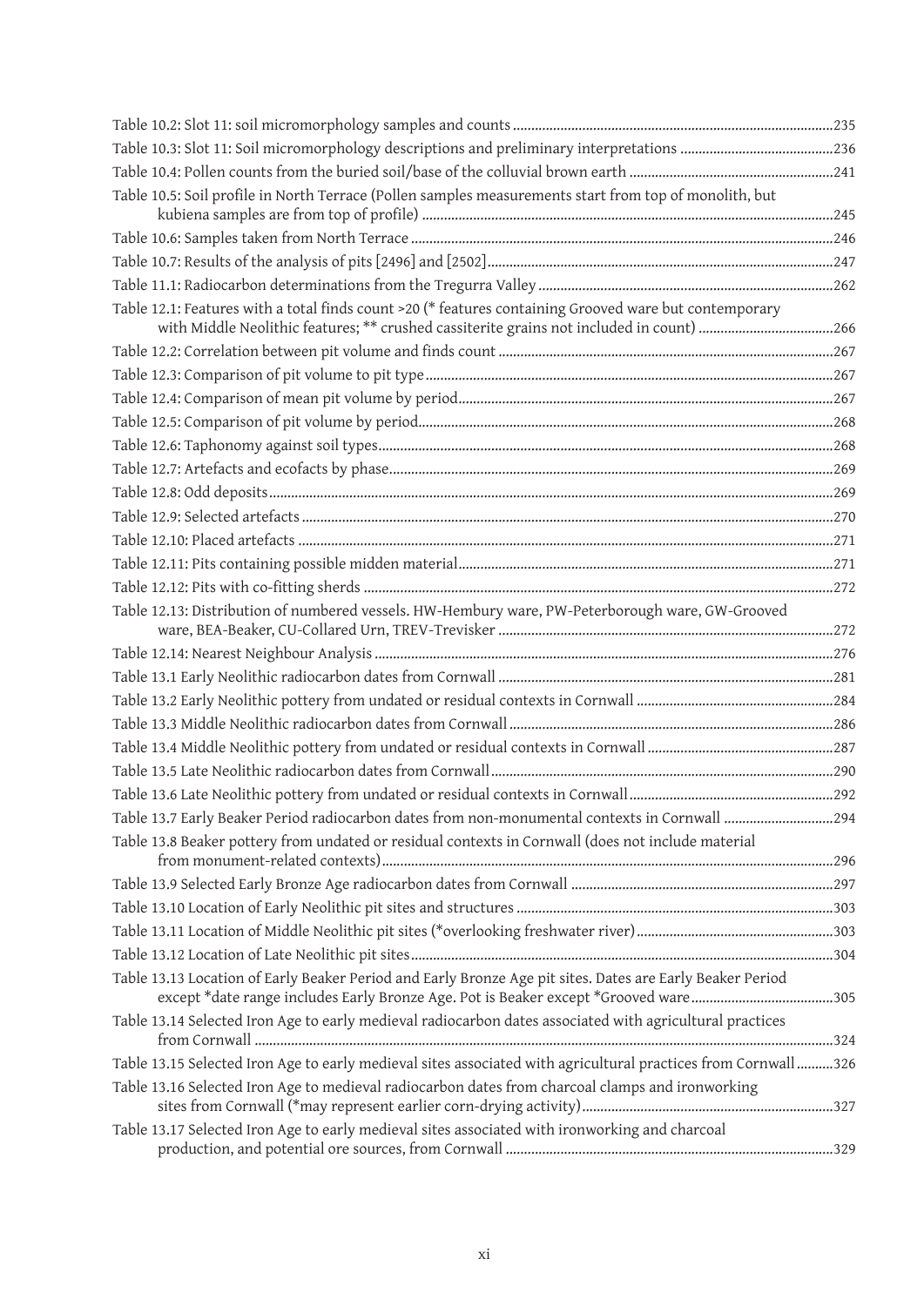Table 10.2: Slot 11: soil micromorphology samples and counts ....................................................................................235

Table 10.3: Slot 11: Soil micromorphology descriptions and preliminary interpretations .........................................236

Table 10.4: Pollen counts from the buried soil/base of the colluvial brown earth .......................................................241

Table 10.5: Soil profile in North Terrace (Pollen samples measurements start from top of monolith, but kubiena samples are from top of profile) .................................................................................................................245

Table 10.6: Samples taken from North Terrace ...................................................................................................................246

Table 10.7: Results of the analysis of pits [2496] and [2502]..............................................................................................247

Table 11.1: Radiocarbon determinations from the Tregurra Valley ................................................................................262

Table 12.1: Features with a total finds count >20 (* features containing Grooved ware but contemporary with Middle Neolithic features; ** crushed cassiterite grains not included in count) ....................................266

Table 12.2: Correlation between pit volume and finds count ..........................................................................................267

Table 12.3: Comparison of pit volume to pit type...............................................................................................................267

Table 12.4: Comparison of mean pit volume by period......................................................................................................267

Table 12.5: Comparison of pit volume by period.................................................................................................................268

Table 12.6: Taphonomy against soil types............................................................................................................................268

Table 12.7: Artefacts and ecofacts by phase.........................................................................................................................269

Table 12.8: Odd deposits..........................................................................................................................................................269

Table 12.9: Selected artefacts .................................................................................................................................................270

Table 12.10: Placed artefacts ..................................................................................................................................................271

Table 12.11: Pits containing possible midden material......................................................................................................271

Table 12.12: Pits with co-fitting sherds ................................................................................................................................272

Table 12.13: Distribution of numbered vessels. HW-Hembury ware, PW-Peterborough ware, GW-Grooved ware, BEA-Beaker, CU-Collared Urn, TREV-Trevisker ...........................................................................................272

Table 12.14: Nearest Neighbour Analysis .............................................................................................................................276

Table 13.1 Early Neolithic radiocarbon dates from Cornwall ...........................................................................................281

Table 13.2 Early Neolithic pottery from undated or residual contexts in Cornwall .....................................................284

Table 13.3 Middle Neolithic radiocarbon dates from Cornwall ........................................................................................286

Table 13.4 Middle Neolithic pottery from undated or residual contexts in Cornwall ..................................................287

Table 13.5 Late Neolithic radiocarbon dates from Cornwall.............................................................................................290

Table 13.6 Late Neolithic pottery from undated or residual contexts in Cornwall.......................................................292

Table 13.7 Early Beaker Period radiocarbon dates from non-monumental contexts in Cornwall .............................294

Table 13.8 Beaker pottery from undated or residual contexts in Cornwall (does not include material from monument-related contexts)...........................................................................................................................296

Table 13.9 Selected Early Bronze Age radiocarbon dates from Cornwall .......................................................................297

Table 13.10 Location of Early Neolithic pit sites and structures ......................................................................................303

Table 13.11 Location of Middle Neolithic pit sites (*overlooking freshwater river)......................................................303

Table 13.12 Location of Late Neolithic pit sites...................................................................................................................304

Table 13.13 Location of Early Beaker Period and Early Bronze Age pit sites. Dates are Early Beaker Period except *date range includes Early Bronze Age. Pot is Beaker except *Grooved ware......................................305

Table 13.14 Selected Iron Age to early medieval radiocarbon dates associated with agricultural practices from Cornwall ............................................................................................................................................................324

Table 13.15 Selected Iron Age to early medieval sites associated with agricultural practices from Cornwall..........326

Table 13.16 Selected Iron Age to medieval radiocarbon dates from charcoal clamps and ironworking sites from Cornwall (*may represent earlier corn-drying activity)....................................................................327

Table 13.17 Selected Iron Age to early medieval sites associated with ironworking and charcoal production, and potential ore sources, from Cornwall .........................................................................................329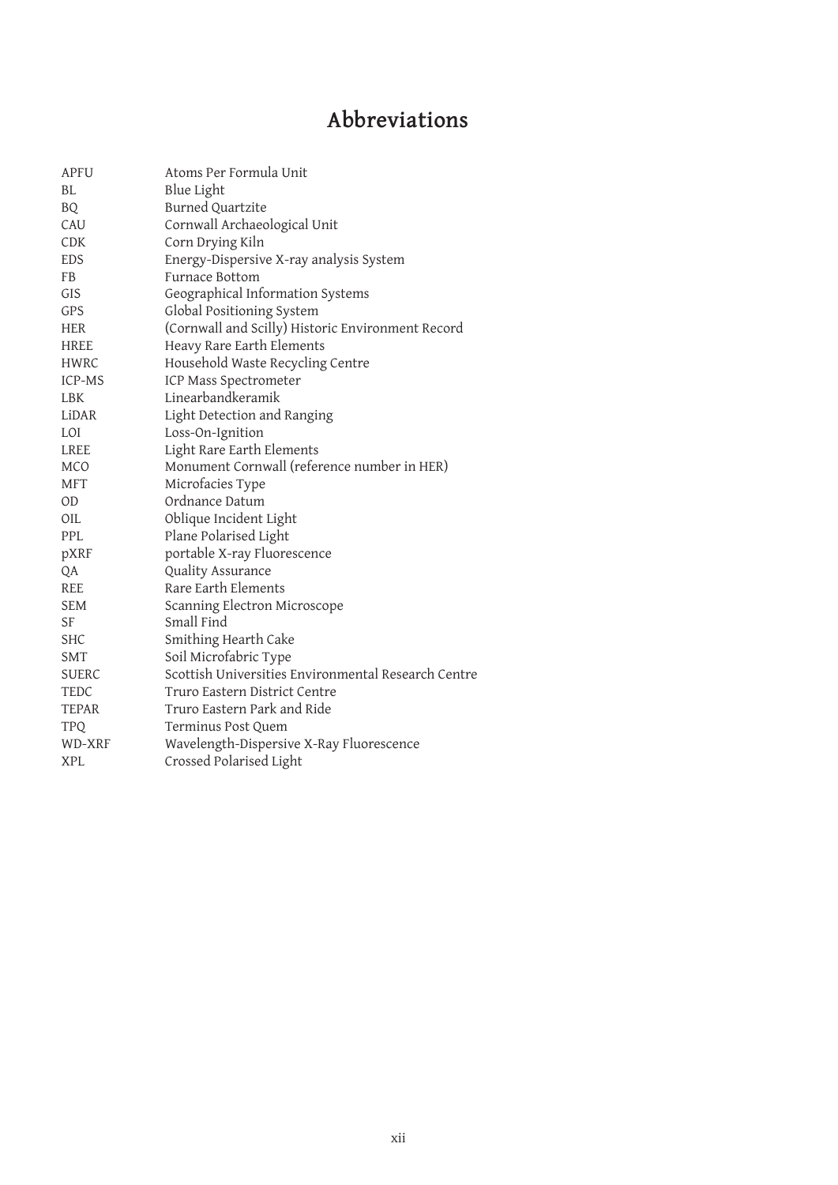# Abbreviations

| | |
|---|---|
| APFU | Atoms Per Formula Unit |
| BL | Blue Light |
| BQ | Burned Quartzite |
| CAU | Cornwall Archaeological Unit |
| CDK | Corn Drying Kiln |
| EDS | Energy-Dispersive X-ray analysis System |
| FB | Furnace Bottom |
| GIS | Geographical Information Systems |
| GPS | Global Positioning System |
| HER | (Cornwall and Scilly) Historic Environment Record |
| HREE | Heavy Rare Earth Elements |
| HWRC | Household Waste Recycling Centre |
| ICP-MS | ICP Mass Spectrometer |
| LBK | Linearbandkeramik |
| LiDAR | Light Detection and Ranging |
| LOI | Loss-On-Ignition |
| LREE | Light Rare Earth Elements |
| MCO | Monument Cornwall (reference number in HER) |
| MFT | Microfacies Type |
| OD | Ordnance Datum |
| OIL | Oblique Incident Light |
| PPL | Plane Polarised Light |
| pXRF | portable X-ray Fluorescence |
| QA | Quality Assurance |
| REE | Rare Earth Elements |
| SEM | Scanning Electron Microscope |
| SF | Small Find |
| SHC | Smithing Hearth Cake |
| SMT | Soil Microfabric Type |
| SUERC | Scottish Universities Environmental Research Centre |
| TEDC | Truro Eastern District Centre |
| TEPAR | Truro Eastern Park and Ride |
| TPQ | Terminus Post Quem |
| WD-XRF | Wavelength-Dispersive X-Ray Fluorescence |
| XPL | Crossed Polarised Light |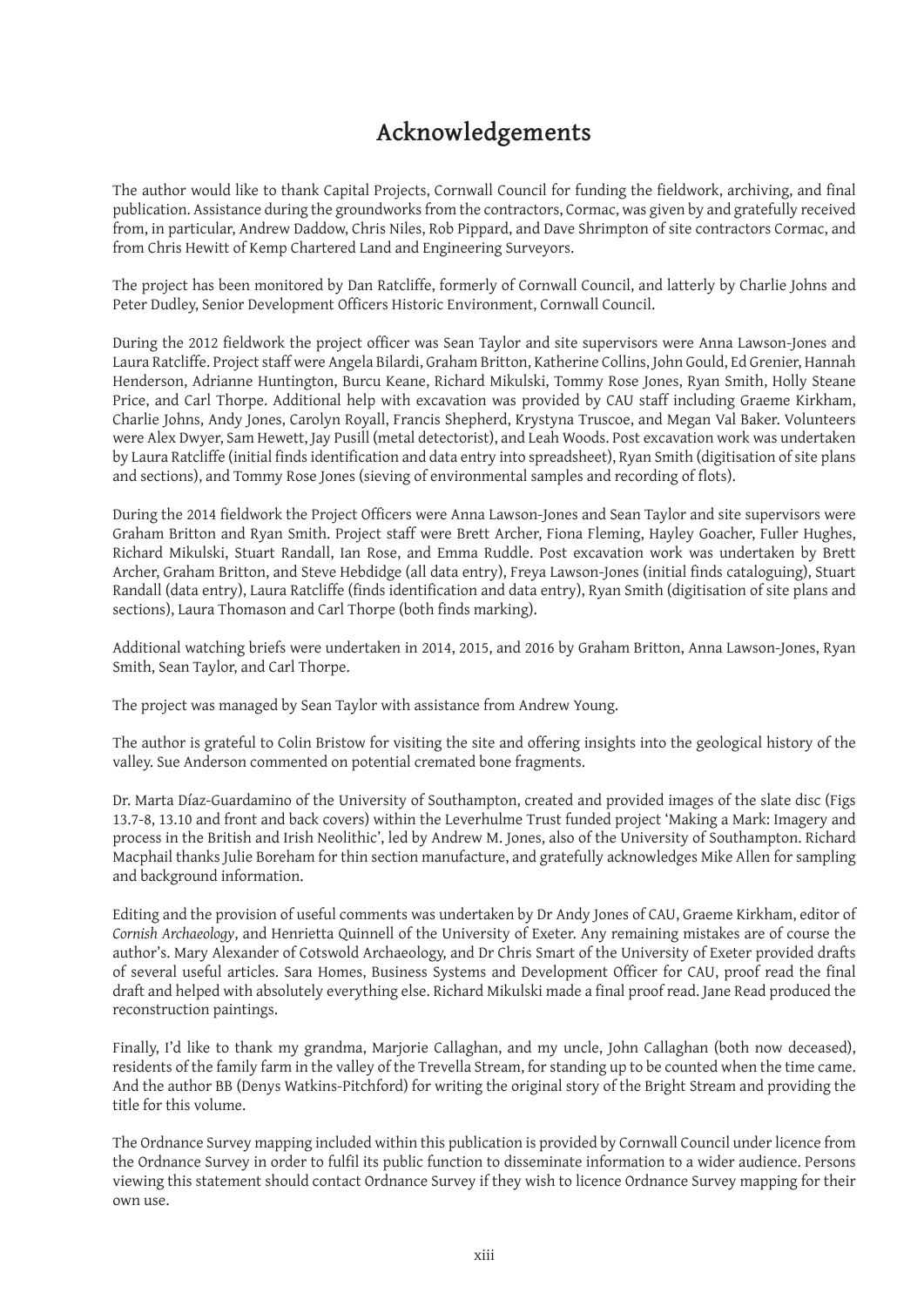# Acknowledgements

The author would like to thank Capital Projects, Cornwall Council for funding the fieldwork, archiving, and final publication. Assistance during the groundworks from the contractors, Cormac, was given by and gratefully received from, in particular, Andrew Daddow, Chris Niles, Rob Pippard, and Dave Shrimpton of site contractors Cormac, and from Chris Hewitt of Kemp Chartered Land and Engineering Surveyors.

The project has been monitored by Dan Ratcliffe, formerly of Cornwall Council, and latterly by Charlie Johns and Peter Dudley, Senior Development Officers Historic Environment, Cornwall Council.

During the 2012 fieldwork the project officer was Sean Taylor and site supervisors were Anna Lawson-Jones and Laura Ratcliffe. Project staff were Angela Bilardi, Graham Britton, Katherine Collins, John Gould, Ed Grenier, Hannah Henderson, Adrianne Huntington, Burcu Keane, Richard Mikulski, Tommy Rose Jones, Ryan Smith, Holly Steane Price, and Carl Thorpe. Additional help with excavation was provided by CAU staff including Graeme Kirkham, Charlie Johns, Andy Jones, Carolyn Royall, Francis Shepherd, Krystyna Truscoe, and Megan Val Baker. Volunteers were Alex Dwyer, Sam Hewett, Jay Pusill (metal detectorist), and Leah Woods. Post excavation work was undertaken by Laura Ratcliffe (initial finds identification and data entry into spreadsheet), Ryan Smith (digitisation of site plans and sections), and Tommy Rose Jones (sieving of environmental samples and recording of flots).

During the 2014 fieldwork the Project Officers were Anna Lawson-Jones and Sean Taylor and site supervisors were Graham Britton and Ryan Smith. Project staff were Brett Archer, Fiona Fleming, Hayley Goacher, Fuller Hughes, Richard Mikulski, Stuart Randall, Ian Rose, and Emma Ruddle. Post excavation work was undertaken by Brett Archer, Graham Britton, and Steve Hebdidge (all data entry), Freya Lawson-Jones (initial finds cataloguing), Stuart Randall (data entry), Laura Ratcliffe (finds identification and data entry), Ryan Smith (digitisation of site plans and sections), Laura Thomason and Carl Thorpe (both finds marking).

Additional watching briefs were undertaken in 2014, 2015, and 2016 by Graham Britton, Anna Lawson-Jones, Ryan Smith, Sean Taylor, and Carl Thorpe.

The project was managed by Sean Taylor with assistance from Andrew Young.

The author is grateful to Colin Bristow for visiting the site and offering insights into the geological history of the valley. Sue Anderson commented on potential cremated bone fragments.

Dr. Marta Díaz-Guardamino of the University of Southampton, created and provided images of the slate disc (Figs 13.7-8, 13.10 and front and back covers) within the Leverhulme Trust funded project 'Making a Mark: Imagery and process in the British and Irish Neolithic', led by Andrew M. Jones, also of the University of Southampton. Richard Macphail thanks Julie Boreham for thin section manufacture, and gratefully acknowledges Mike Allen for sampling and background information.

Editing and the provision of useful comments was undertaken by Dr Andy Jones of CAU, Graeme Kirkham, editor of *Cornish Archaeology*, and Henrietta Quinnell of the University of Exeter. Any remaining mistakes are of course the author's. Mary Alexander of Cotswold Archaeology, and Dr Chris Smart of the University of Exeter provided drafts of several useful articles. Sara Homes, Business Systems and Development Officer for CAU, proof read the final draft and helped with absolutely everything else. Richard Mikulski made a final proof read. Jane Read produced the reconstruction paintings.

Finally, I'd like to thank my grandma, Marjorie Callaghan, and my uncle, John Callaghan (both now deceased), residents of the family farm in the valley of the Trevella Stream, for standing up to be counted when the time came. And the author BB (Denys Watkins-Pitchford) for writing the original story of the Bright Stream and providing the title for this volume.

The Ordnance Survey mapping included within this publication is provided by Cornwall Council under licence from the Ordnance Survey in order to fulfil its public function to disseminate information to a wider audience. Persons viewing this statement should contact Ordnance Survey if they wish to licence Ordnance Survey mapping for their own use.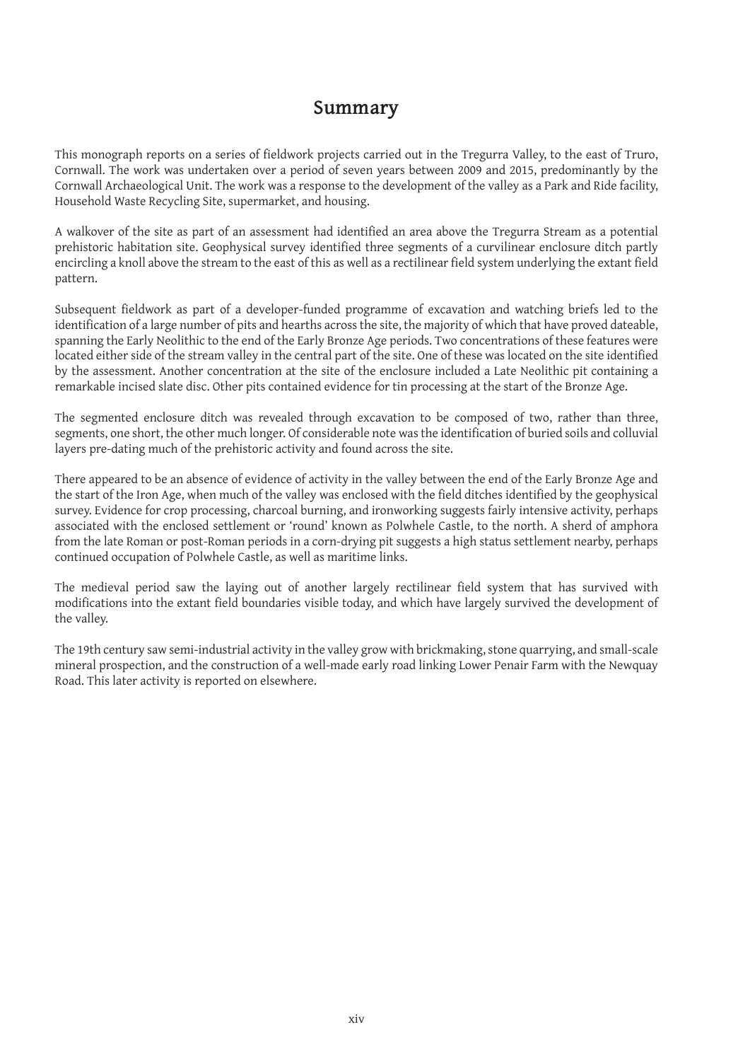# Summary

This monograph reports on a series of fieldwork projects carried out in the Tregurra Valley, to the east of Truro, Cornwall. The work was undertaken over a period of seven years between 2009 and 2015, predominantly by the Cornwall Archaeological Unit. The work was a response to the development of the valley as a Park and Ride facility, Household Waste Recycling Site, supermarket, and housing.

A walkover of the site as part of an assessment had identified an area above the Tregurra Stream as a potential prehistoric habitation site. Geophysical survey identified three segments of a curvilinear enclosure ditch partly encircling a knoll above the stream to the east of this as well as a rectilinear field system underlying the extant field pattern.

Subsequent fieldwork as part of a developer-funded programme of excavation and watching briefs led to the identification of a large number of pits and hearths across the site, the majority of which that have proved dateable, spanning the Early Neolithic to the end of the Early Bronze Age periods. Two concentrations of these features were located either side of the stream valley in the central part of the site. One of these was located on the site identified by the assessment. Another concentration at the site of the enclosure included a Late Neolithic pit containing a remarkable incised slate disc. Other pits contained evidence for tin processing at the start of the Bronze Age.

The segmented enclosure ditch was revealed through excavation to be composed of two, rather than three, segments, one short, the other much longer. Of considerable note was the identification of buried soils and colluvial layers pre-dating much of the prehistoric activity and found across the site.

There appeared to be an absence of evidence of activity in the valley between the end of the Early Bronze Age and the start of the Iron Age, when much of the valley was enclosed with the field ditches identified by the geophysical survey. Evidence for crop processing, charcoal burning, and ironworking suggests fairly intensive activity, perhaps associated with the enclosed settlement or 'round' known as Polwhele Castle, to the north. A sherd of amphora from the late Roman or post-Roman periods in a corn-drying pit suggests a high status settlement nearby, perhaps continued occupation of Polwhele Castle, as well as maritime links.

The medieval period saw the laying out of another largely rectilinear field system that has survived with modifications into the extant field boundaries visible today, and which have largely survived the development of the valley.

The 19th century saw semi-industrial activity in the valley grow with brickmaking, stone quarrying, and small-scale mineral prospection, and the construction of a well-made early road linking Lower Penair Farm with the Newquay Road. This later activity is reported on elsewhere.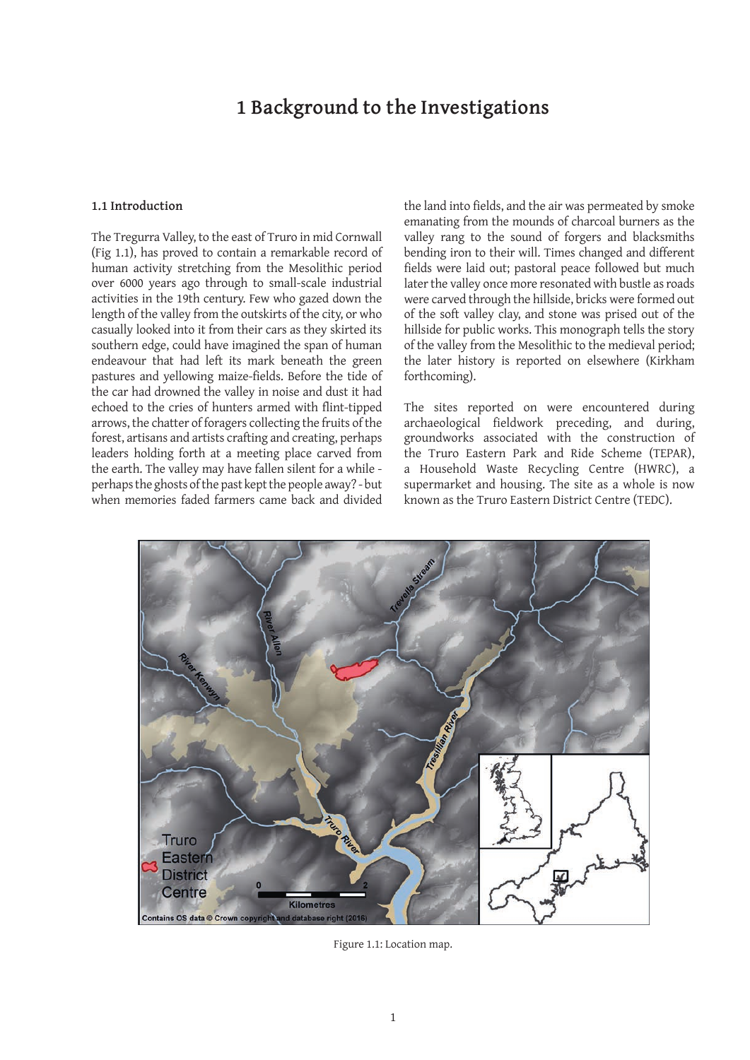# 1 Background to the Investigations

### 1.1 Introduction

The Tregurra Valley, to the east of Truro in mid Cornwall (Fig 1.1), has proved to contain a remarkable record of human activity stretching from the Mesolithic period over 6000 years ago through to small-scale industrial activities in the 19th century. Few who gazed down the length of the valley from the outskirts of the city, or who casually looked into it from their cars as they skirted its southern edge, could have imagined the span of human endeavour that had left its mark beneath the green pastures and yellowing maize-fields. Before the tide of the car had drowned the valley in noise and dust it had echoed to the cries of hunters armed with flint-tipped arrows, the chatter of foragers collecting the fruits of the forest, artisans and artists crafting and creating, perhaps leaders holding forth at a meeting place carved from the earth. The valley may have fallen silent for a while - perhaps the ghosts of the past kept the people away? - but when memories faded farmers came back and divided the land into fields, and the air was permeated by smoke emanating from the mounds of charcoal burners as the valley rang to the sound of forgers and blacksmiths bending iron to their will. Times changed and different fields were laid out; pastoral peace followed but much later the valley once more resonated with bustle as roads were carved through the hillside, bricks were formed out of the soft valley clay, and stone was prised out of the hillside for public works. This monograph tells the story of the valley from the Mesolithic to the medieval period; the later history is reported on elsewhere (Kirkham forthcoming).

The sites reported on were encountered during archaeological fieldwork preceding, and during, groundworks associated with the construction of the Truro Eastern Park and Ride Scheme (TEPAR), a Household Waste Recycling Centre (HWRC), a supermarket and housing. The site as a whole is now known as the Truro Eastern District Centre (TEDC).

Figure 1.1: Location map.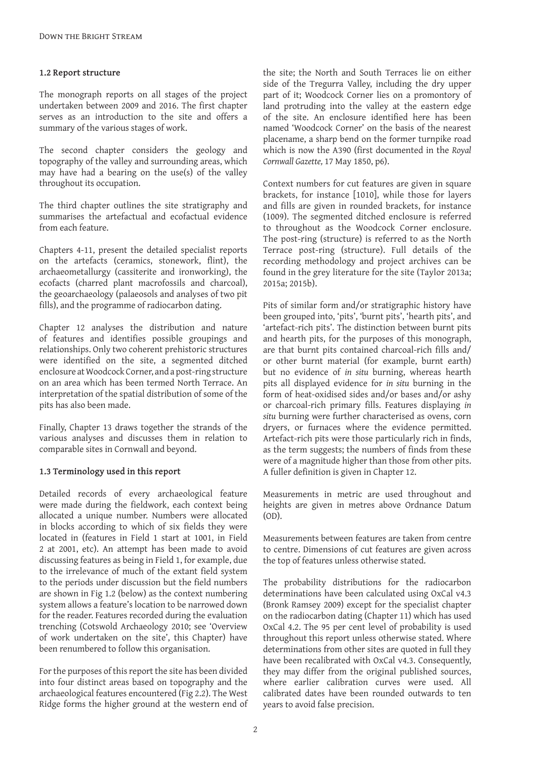### 1.2 Report structure

The monograph reports on all stages of the project undertaken between 2009 and 2016. The first chapter serves as an introduction to the site and offers a summary of the various stages of work.

The second chapter considers the geology and topography of the valley and surrounding areas, which may have had a bearing on the use(s) of the valley throughout its occupation.

The third chapter outlines the site stratigraphy and summarises the artefactual and ecofactual evidence from each feature.

Chapters 4-11, present the detailed specialist reports on the artefacts (ceramics, stonework, flint), the archaeometallurgy (cassiterite and ironworking), the ecofacts (charred plant macrofossils and charcoal), the geoarchaeology (palaeosols and analyses of two pit fills), and the programme of radiocarbon dating.

Chapter 12 analyses the distribution and nature of features and identifies possible groupings and relationships. Only two coherent prehistoric structures were identified on the site, a segmented ditched enclosure at Woodcock Corner, and a post-ring structure on an area which has been termed North Terrace. An interpretation of the spatial distribution of some of the pits has also been made.

Finally, Chapter 13 draws together the strands of the various analyses and discusses them in relation to comparable sites in Cornwall and beyond.

### 1.3 Terminology used in this report

Detailed records of every archaeological feature were made during the fieldwork, each context being allocated a unique number. Numbers were allocated in blocks according to which of six fields they were located in (features in Field 1 start at 1001, in Field 2 at 2001, etc). An attempt has been made to avoid discussing features as being in Field 1, for example, due to the irrelevance of much of the extant field system to the periods under discussion but the field numbers are shown in Fig 1.2 (below) as the context numbering system allows a feature's location to be narrowed down for the reader. Features recorded during the evaluation trenching (Cotswold Archaeology 2010; see 'Overview of work undertaken on the site', this Chapter) have been renumbered to follow this organisation.

For the purposes of this report the site has been divided into four distinct areas based on topography and the archaeological features encountered (Fig 2.2). The West Ridge forms the higher ground at the western end of the site; the North and South Terraces lie on either side of the Tregurra Valley, including the dry upper part of it; Woodcock Corner lies on a promontory of land protruding into the valley at the eastern edge of the site. An enclosure identified here has been named 'Woodcock Corner' on the basis of the nearest placename, a sharp bend on the former turnpike road which is now the A390 (first documented in the *Royal Cornwall Gazette,* 17 May 1850, p6).

Context numbers for cut features are given in square brackets, for instance [1010], while those for layers and fills are given in rounded brackets, for instance (1009). The segmented ditched enclosure is referred to throughout as the Woodcock Corner enclosure. The post-ring (structure) is referred to as the North Terrace post-ring (structure). Full details of the recording methodology and project archives can be found in the grey literature for the site (Taylor 2013a; 2015a; 2015b).

Pits of similar form and/or stratigraphic history have been grouped into, 'pits', 'burnt pits', 'hearth pits', and 'artefact-rich pits'. The distinction between burnt pits and hearth pits, for the purposes of this monograph, are that burnt pits contained charcoal-rich fills and/or other burnt material (for example, burnt earth) but no evidence of *in situ* burning, whereas hearth pits all displayed evidence for *in situ* burning in the form of heat-oxidised sides and/or bases and/or ashy or charcoal-rich primary fills. Features displaying *in situ* burning were further characterised as ovens, corn dryers, or furnaces where the evidence permitted. Artefact-rich pits were those particularly rich in finds, as the term suggests; the numbers of finds from these were of a magnitude higher than those from other pits. A fuller definition is given in Chapter 12.

Measurements in metric are used throughout and heights are given in metres above Ordnance Datum (OD).

Measurements between features are taken from centre to centre. Dimensions of cut features are given across the top of features unless otherwise stated.

The probability distributions for the radiocarbon determinations have been calculated using OxCal v4.3 (Bronk Ramsey 2009) except for the specialist chapter on the radiocarbon dating (Chapter 11) which has used OxCal 4.2. The 95 per cent level of probability is used throughout this report unless otherwise stated. Where determinations from other sites are quoted in full they have been recalibrated with OxCal v4.3. Consequently, they may differ from the original published sources, where earlier calibration curves were used. All calibrated dates have been rounded outwards to ten years to avoid false precision.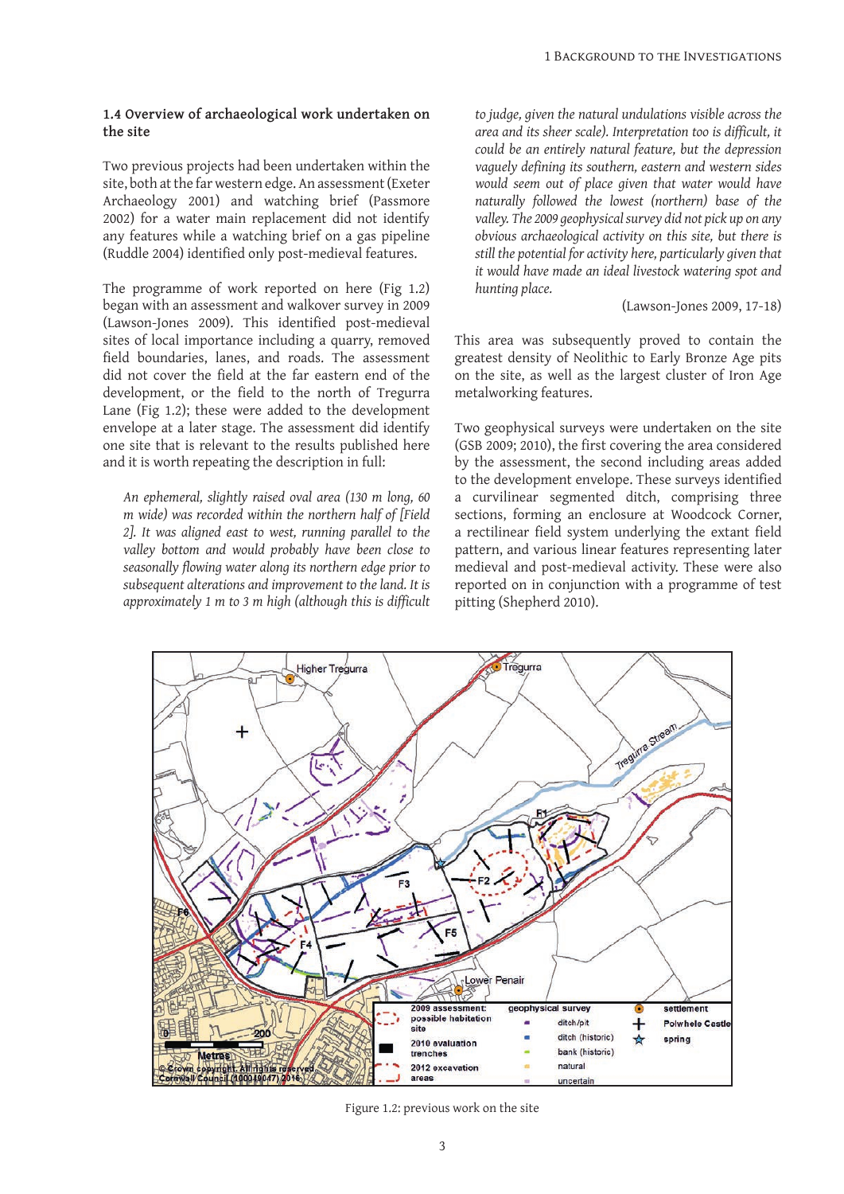### 1.4 Overview of archaeological work undertaken on the site

Two previous projects had been undertaken within the site, both at the far western edge. An assessment (Exeter Archaeology 2001) and watching brief (Passmore 2002) for a water main replacement did not identify any features while a watching brief on a gas pipeline (Ruddle 2004) identified only post-medieval features.

The programme of work reported on here (Fig 1.2) began with an assessment and walkover survey in 2009 (Lawson-Jones 2009). This identified post-medieval sites of local importance including a quarry, removed field boundaries, lanes, and roads. The assessment did not cover the field at the far eastern end of the development, or the field to the north of Tregurra Lane (Fig 1.2); these were added to the development envelope at a later stage. The assessment did identify one site that is relevant to the results published here and it is worth repeating the description in full:

> *An ephemeral, slightly raised oval area (130 m long, 60 m wide) was recorded within the northern half of [Field 2]. It was aligned east to west, running parallel to the valley bottom and would probably have been close to seasonally flowing water along its northern edge prior to subsequent alterations and improvement to the land. It is approximately 1 m to 3 m high (although this is difficult to judge, given the natural undulations visible across the area and its sheer scale). Interpretation too is difficult, it could be an entirely natural feature, but the depression vaguely defining its southern, eastern and western sides would seem out of place given that water would have naturally followed the lowest (northern) base of the valley. The 2009 geophysical survey did not pick up on any obvious archaeological activity on this site, but there is still the potential for activity here, particularly given that it would have made an ideal livestock watering spot and hunting place.*
>
> (Lawson-Jones 2009, 17-18)

This area was subsequently proved to contain the greatest density of Neolithic to Early Bronze Age pits on the site, as well as the largest cluster of Iron Age metalworking features.

Two geophysical surveys were undertaken on the site (GSB 2009; 2010), the first covering the area considered by the assessment, the second including areas added to the development envelope. These surveys identified a curvilinear segmented ditch, comprising three sections, forming an enclosure at Woodcock Corner, a rectilinear field system underlying the extant field pattern, and various linear features representing later medieval and post-medieval activity. These were also reported on in conjunction with a programme of test pitting (Shepherd 2010).

Figure 1.2: previous work on the site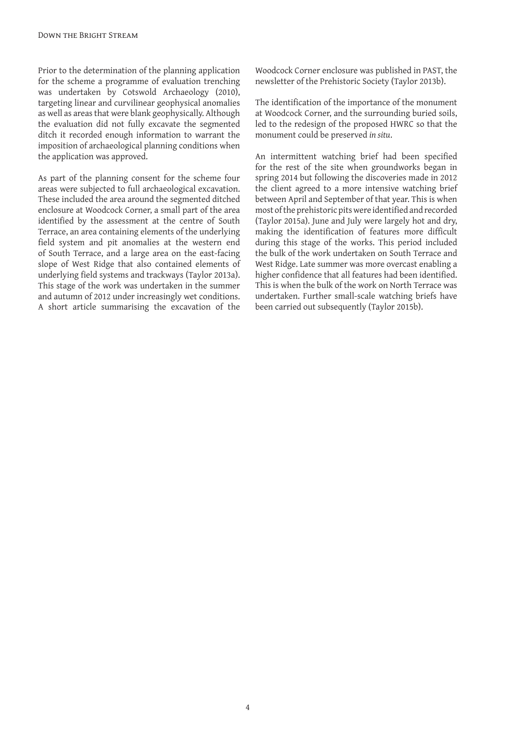Prior to the determination of the planning application for the scheme a programme of evaluation trenching was undertaken by Cotswold Archaeology (2010), targeting linear and curvilinear geophysical anomalies as well as areas that were blank geophysically. Although the evaluation did not fully excavate the segmented ditch it recorded enough information to warrant the imposition of archaeological planning conditions when the application was approved.

As part of the planning consent for the scheme four areas were subjected to full archaeological excavation. These included the area around the segmented ditched enclosure at Woodcock Corner, a small part of the area identified by the assessment at the centre of South Terrace, an area containing elements of the underlying field system and pit anomalies at the western end of South Terrace, and a large area on the east-facing slope of West Ridge that also contained elements of underlying field systems and trackways (Taylor 2013a). This stage of the work was undertaken in the summer and autumn of 2012 under increasingly wet conditions. A short article summarising the excavation of the Woodcock Corner enclosure was published in PAST, the newsletter of the Prehistoric Society (Taylor 2013b).

The identification of the importance of the monument at Woodcock Corner, and the surrounding buried soils, led to the redesign of the proposed HWRC so that the monument could be preserved *in situ*.

An intermittent watching brief had been specified for the rest of the site when groundworks began in spring 2014 but following the discoveries made in 2012 the client agreed to a more intensive watching brief between April and September of that year. This is when most of the prehistoric pits were identified and recorded (Taylor 2015a). June and July were largely hot and dry, making the identification of features more difficult during this stage of the works. This period included the bulk of the work undertaken on South Terrace and West Ridge. Late summer was more overcast enabling a higher confidence that all features had been identified. This is when the bulk of the work on North Terrace was undertaken. Further small-scale watching briefs have been carried out subsequently (Taylor 2015b).